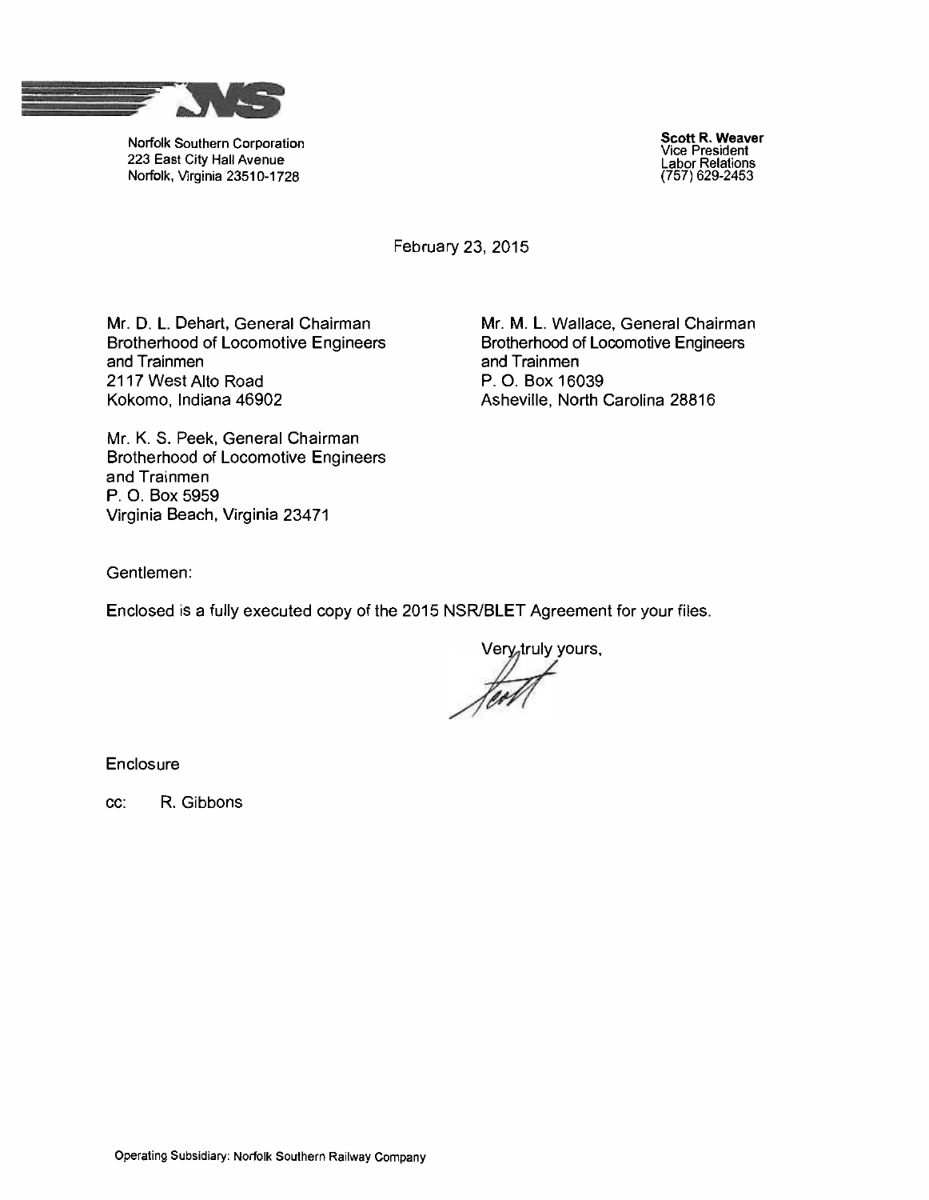Norfolk Southern Corporation
223 East City Hall Avenue
Norfolk, Virginia 23510-1728

**Scott R. Weaver**
Vice President
Labor Relations
(757) 629-2453

February 23, 2015

Mr. D. L. Dehart, General Chairman
Brotherhood of Locomotive Engineers and Trainmen
2117 West Alto Road
Kokomo, Indiana 46902

Mr. M. L. Wallace, General Chairman
Brotherhood of Locomotive Engineers and Trainmen
P. O. Box 16039
Asheville, North Carolina 28816

Mr. K. S. Peek, General Chairman
Brotherhood of Locomotive Engineers and Trainmen
P. O. Box 5959
Virginia Beach, Virginia 23471

Gentlemen:

Enclosed is a fully executed copy of the 2015 NSR/BLET Agreement for your files.

Very truly yours,

Enclosure

cc: R. Gibbons

Operating Subsidiary: Norfolk Southern Railway Company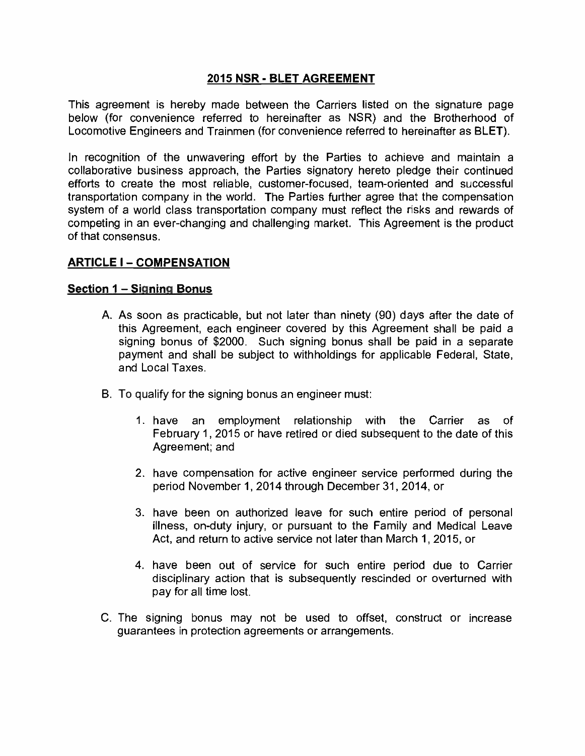## 2015 NSR - BLET AGREEMENT

This agreement is hereby made between the Carriers listed on the signature page below (for convenience referred to hereinafter as NSR) and the Brotherhood of Locomotive Engineers and Trainmen (for convenience referred to hereinafter as BLET).

In recognition of the unwavering effort by the Parties to achieve and maintain a collaborative business approach, the Parties signatory hereto pledge their continued efforts to create the most reliable, customer-focused, team-oriented and successful transportation company in the world. The Parties further agree that the compensation system of a world class transportation company must reflect the risks and rewards of competing in an ever-changing and challenging market. This Agreement is the product of that consensus.

### ARTICLE I – COMPENSATION

#### Section 1 – Signing Bonus

A. As soon as practicable, but not later than ninety (90) days after the date of this Agreement, each engineer covered by this Agreement shall be paid a signing bonus of $2000. Such signing bonus shall be paid in a separate payment and shall be subject to withholdings for applicable Federal, State, and Local Taxes.

B. To qualify for the signing bonus an engineer must:

   1. have an employment relationship with the Carrier as of February 1, 2015 or have retired or died subsequent to the date of this Agreement; and

   2. have compensation for active engineer service performed during the period November 1, 2014 through December 31, 2014, or

   3. have been on authorized leave for such entire period of personal illness, on-duty injury, or pursuant to the Family and Medical Leave Act, and return to active service not later than March 1, 2015, or

   4. have been out of service for such entire period due to Carrier disciplinary action that is subsequently rescinded or overturned with pay for all time lost.

C. The signing bonus may not be used to offset, construct or increase guarantees in protection agreements or arrangements.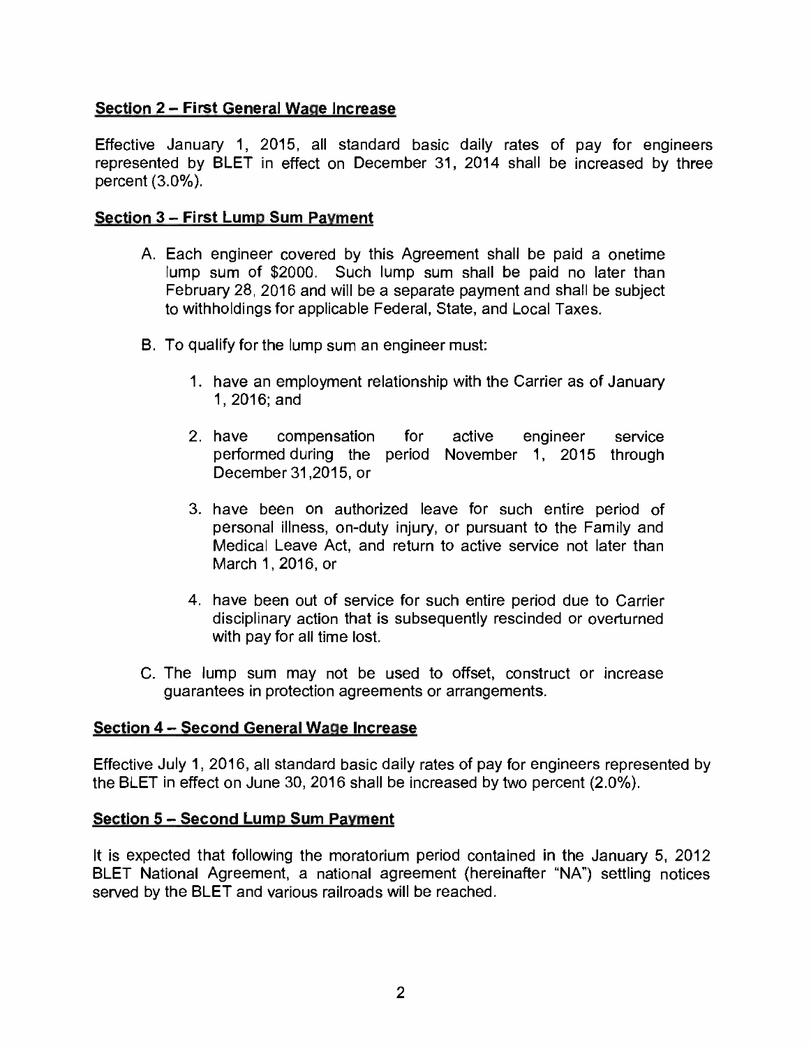## Section 2 – First General Wage Increase

Effective January 1, 2015, all standard basic daily rates of pay for engineers represented by BLET in effect on December 31, 2014 shall be increased by three percent (3.0%).

## Section 3 – First Lump Sum Payment

A. Each engineer covered by this Agreement shall be paid a onetime lump sum of $2000. Such lump sum shall be paid no later than February 28, 2016 and will be a separate payment and shall be subject to withholdings for applicable Federal, State, and Local Taxes.

B. To qualify for the lump sum an engineer must:

   1. have an employment relationship with the Carrier as of January 1, 2016; and

   2. have compensation for active engineer service performed during the period November 1, 2015 through December 31,2015, or

   3. have been on authorized leave for such entire period of personal illness, on-duty injury, or pursuant to the Family and Medical Leave Act, and return to active service not later than March 1, 2016, or

   4. have been out of service for such entire period due to Carrier disciplinary action that is subsequently rescinded or overturned with pay for all time lost.

C. The lump sum may not be used to offset, construct or increase guarantees in protection agreements or arrangements.

## Section 4 – Second General Wage Increase

Effective July 1, 2016, all standard basic daily rates of pay for engineers represented by the BLET in effect on June 30, 2016 shall be increased by two percent (2.0%).

## Section 5 – Second Lump Sum Payment

It is expected that following the moratorium period contained in the January 5, 2012 BLET National Agreement, a national agreement (hereinafter "NA") settling notices served by the BLET and various railroads will be reached.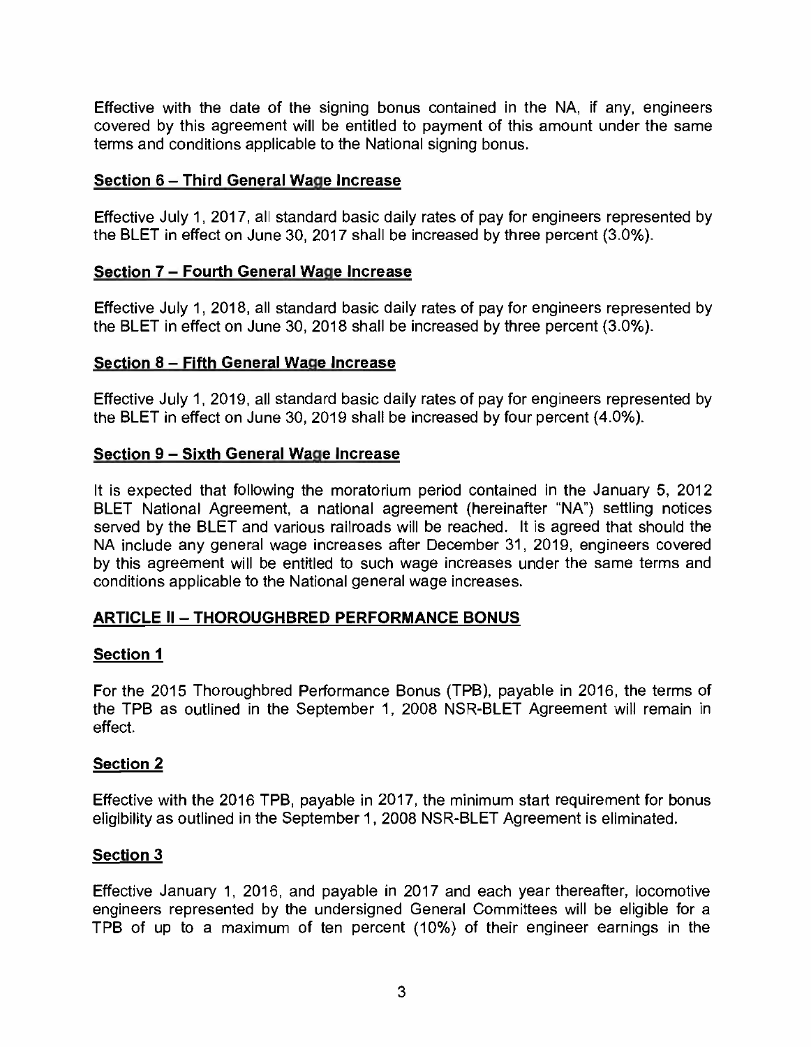Effective with the date of the signing bonus contained in the NA, if any, engineers covered by this agreement will be entitled to payment of this amount under the same terms and conditions applicable to the National signing bonus.

### Section 6 – Third General Wage Increase

Effective July 1, 2017, all standard basic daily rates of pay for engineers represented by the BLET in effect on June 30, 2017 shall be increased by three percent (3.0%).

### Section 7 – Fourth General Wage Increase

Effective July 1, 2018, all standard basic daily rates of pay for engineers represented by the BLET in effect on June 30, 2018 shall be increased by three percent (3.0%).

### Section 8 – Fifth General Wage Increase

Effective July 1, 2019, all standard basic daily rates of pay for engineers represented by the BLET in effect on June 30, 2019 shall be increased by four percent (4.0%).

### Section 9 – Sixth General Wage Increase

It is expected that following the moratorium period contained in the January 5, 2012 BLET National Agreement, a national agreement (hereinafter "NA") settling notices served by the BLET and various railroads will be reached. It is agreed that should the NA include any general wage increases after December 31, 2019, engineers covered by this agreement will be entitled to such wage increases under the same terms and conditions applicable to the National general wage increases.

## ARTICLE II – THOROUGHBRED PERFORMANCE BONUS

### Section 1

For the 2015 Thoroughbred Performance Bonus (TPB), payable in 2016, the terms of the TPB as outlined in the September 1, 2008 NSR-BLET Agreement will remain in effect.

### Section 2

Effective with the 2016 TPB, payable in 2017, the minimum start requirement for bonus eligibility as outlined in the September 1, 2008 NSR-BLET Agreement is eliminated.

### Section 3

Effective January 1, 2016, and payable in 2017 and each year thereafter, locomotive engineers represented by the undersigned General Committees will be eligible for a TPB of up to a maximum of ten percent (10%) of their engineer earnings in the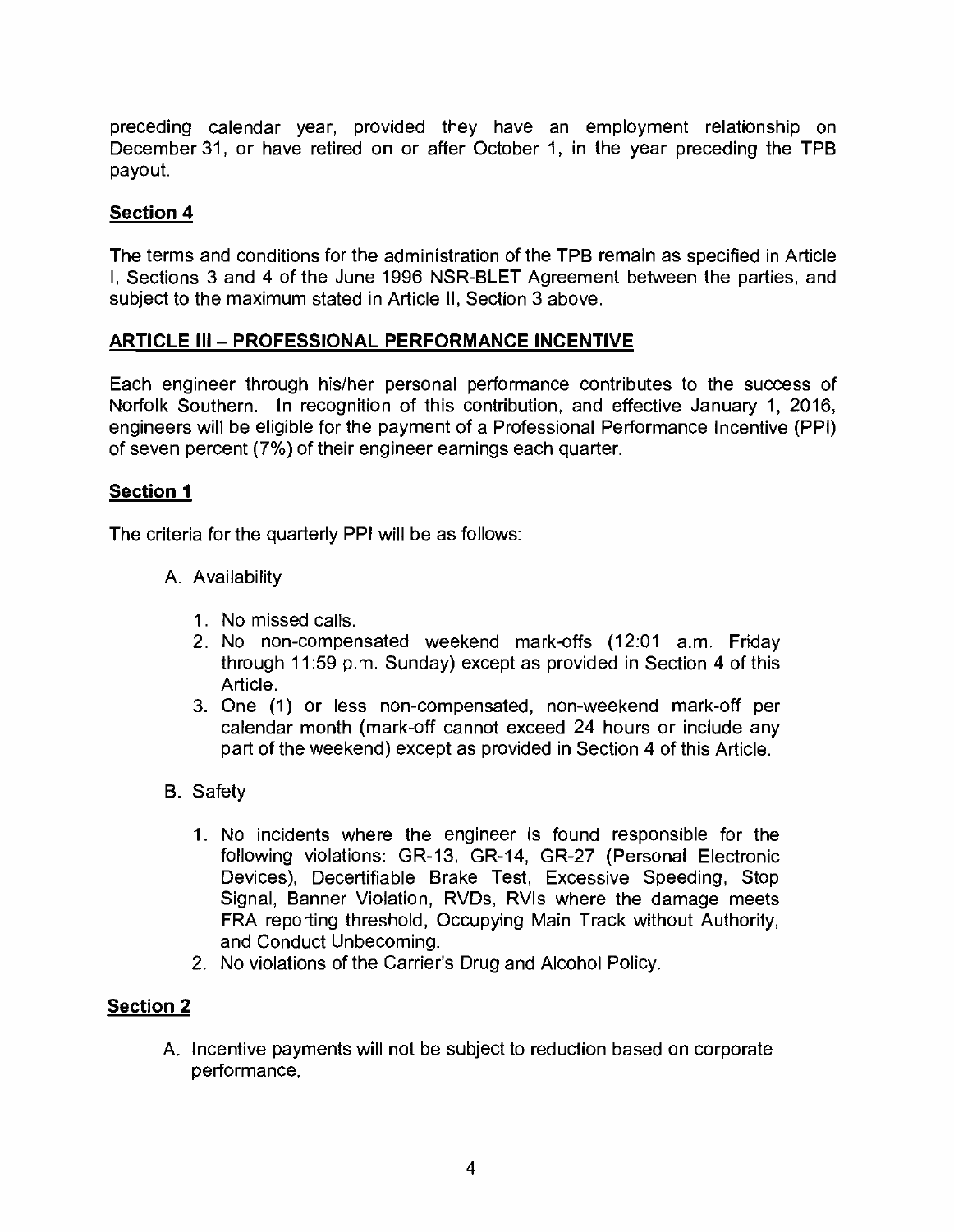preceding calendar year, provided they have an employment relationship on December 31, or have retired on or after October 1, in the year preceding the TPB payout.

## Section 4

The terms and conditions for the administration of the TPB remain as specified in Article I, Sections 3 and 4 of the June 1996 NSR-BLET Agreement between the parties, and subject to the maximum stated in Article II, Section 3 above.

## ARTICLE III – PROFESSIONAL PERFORMANCE INCENTIVE

Each engineer through his/her personal performance contributes to the success of Norfolk Southern. In recognition of this contribution, and effective January 1, 2016, engineers will be eligible for the payment of a Professional Performance Incentive (PPI) of seven percent (7%) of their engineer earnings each quarter.

## Section 1

The criteria for the quarterly PPI will be as follows:

A. Availability

1. No missed calls.
2. No non-compensated weekend mark-offs (12:01 a.m. Friday through 11:59 p.m. Sunday) except as provided in Section 4 of this Article.
3. One (1) or less non-compensated, non-weekend mark-off per calendar month (mark-off cannot exceed 24 hours or include any part of the weekend) except as provided in Section 4 of this Article.

B. Safety

1. No incidents where the engineer is found responsible for the following violations: GR-13, GR-14, GR-27 (Personal Electronic Devices), Decertifiable Brake Test, Excessive Speeding, Stop Signal, Banner Violation, RVDs, RVIs where the damage meets FRA reporting threshold, Occupying Main Track without Authority, and Conduct Unbecoming.
2. No violations of the Carrier's Drug and Alcohol Policy.

## Section 2

A. Incentive payments will not be subject to reduction based on corporate performance.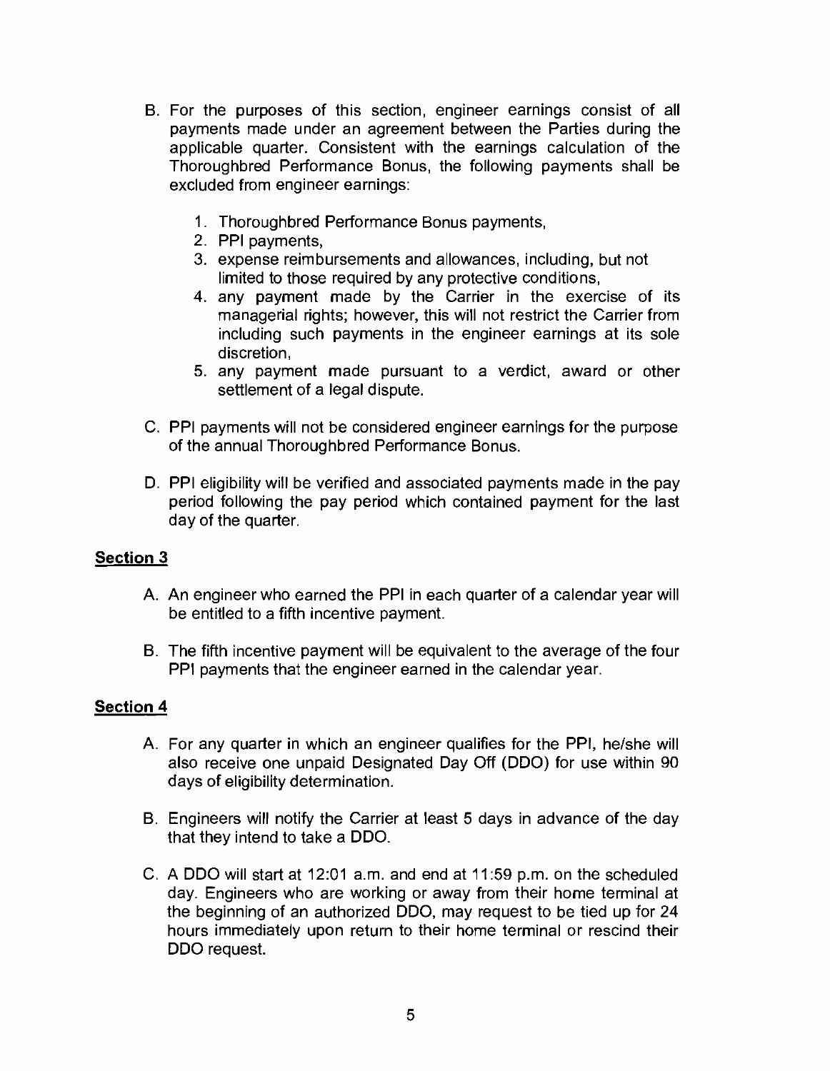B. For the purposes of this section, engineer earnings consist of all payments made under an agreement between the Parties during the applicable quarter. Consistent with the earnings calculation of the Thoroughbred Performance Bonus, the following payments shall be excluded from engineer earnings:

   1. Thoroughbred Performance Bonus payments,
   2. PPI payments,
   3. expense reimbursements and allowances, including, but not limited to those required by any protective conditions,
   4. any payment made by the Carrier in the exercise of its managerial rights; however, this will not restrict the Carrier from including such payments in the engineer earnings at its sole discretion,
   5. any payment made pursuant to a verdict, award or other settlement of a legal dispute.

C. PPI payments will not be considered engineer earnings for the purpose of the annual Thoroughbred Performance Bonus.

D. PPI eligibility will be verified and associated payments made in the pay period following the pay period which contained payment for the last day of the quarter.

## Section 3

A. An engineer who earned the PPI in each quarter of a calendar year will be entitled to a fifth incentive payment.

B. The fifth incentive payment will be equivalent to the average of the four PPI payments that the engineer earned in the calendar year.

## Section 4

A. For any quarter in which an engineer qualifies for the PPI, he/she will also receive one unpaid Designated Day Off (DDO) for use within 90 days of eligibility determination.

B. Engineers will notify the Carrier at least 5 days in advance of the day that they intend to take a DDO.

C. A DDO will start at 12:01 a.m. and end at 11:59 p.m. on the scheduled day. Engineers who are working or away from their home terminal at the beginning of an authorized DDO, may request to be tied up for 24 hours immediately upon return to their home terminal or rescind their DDO request.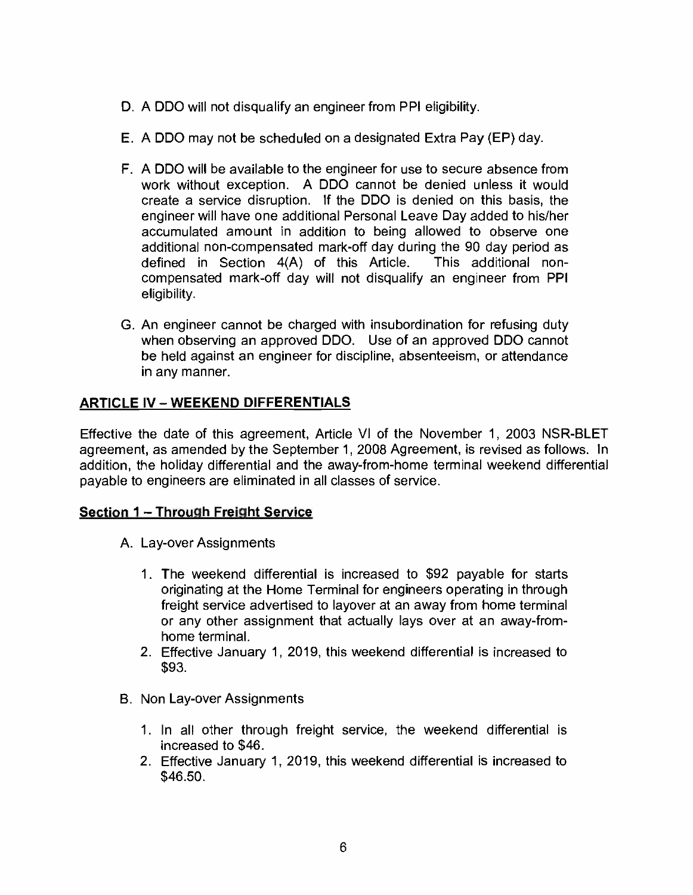D. A DDO will not disqualify an engineer from PPI eligibility.

E. A DDO may not be scheduled on a designated Extra Pay (EP) day.

F. A DDO will be available to the engineer for use to secure absence from work without exception. A DDO cannot be denied unless it would create a service disruption. If the DDO is denied on this basis, the engineer will have one additional Personal Leave Day added to his/her accumulated amount in addition to being allowed to observe one additional non-compensated mark-off day during the 90 day period as defined in Section 4(A) of this Article. This additional non-compensated mark-off day will not disqualify an engineer from PPI eligibility.

G. An engineer cannot be charged with insubordination for refusing duty when observing an approved DDO. Use of an approved DDO cannot be held against an engineer for discipline, absenteeism, or attendance in any manner.

## ARTICLE IV – WEEKEND DIFFERENTIALS

Effective the date of this agreement, Article VI of the November 1, 2003 NSR-BLET agreement, as amended by the September 1, 2008 Agreement, is revised as follows. In addition, the holiday differential and the away-from-home terminal weekend differential payable to engineers are eliminated in all classes of service.

### Section 1 – Through Freight Service

A. Lay-over Assignments

1. The weekend differential is increased to $92 payable for starts originating at the Home Terminal for engineers operating in through freight service advertised to layover at an away from home terminal or any other assignment that actually lays over at an away-from-home terminal.
2. Effective January 1, 2019, this weekend differential is increased to $93.

B. Non Lay-over Assignments

1. In all other through freight service, the weekend differential is increased to $46.
2. Effective January 1, 2019, this weekend differential is increased to $46.50.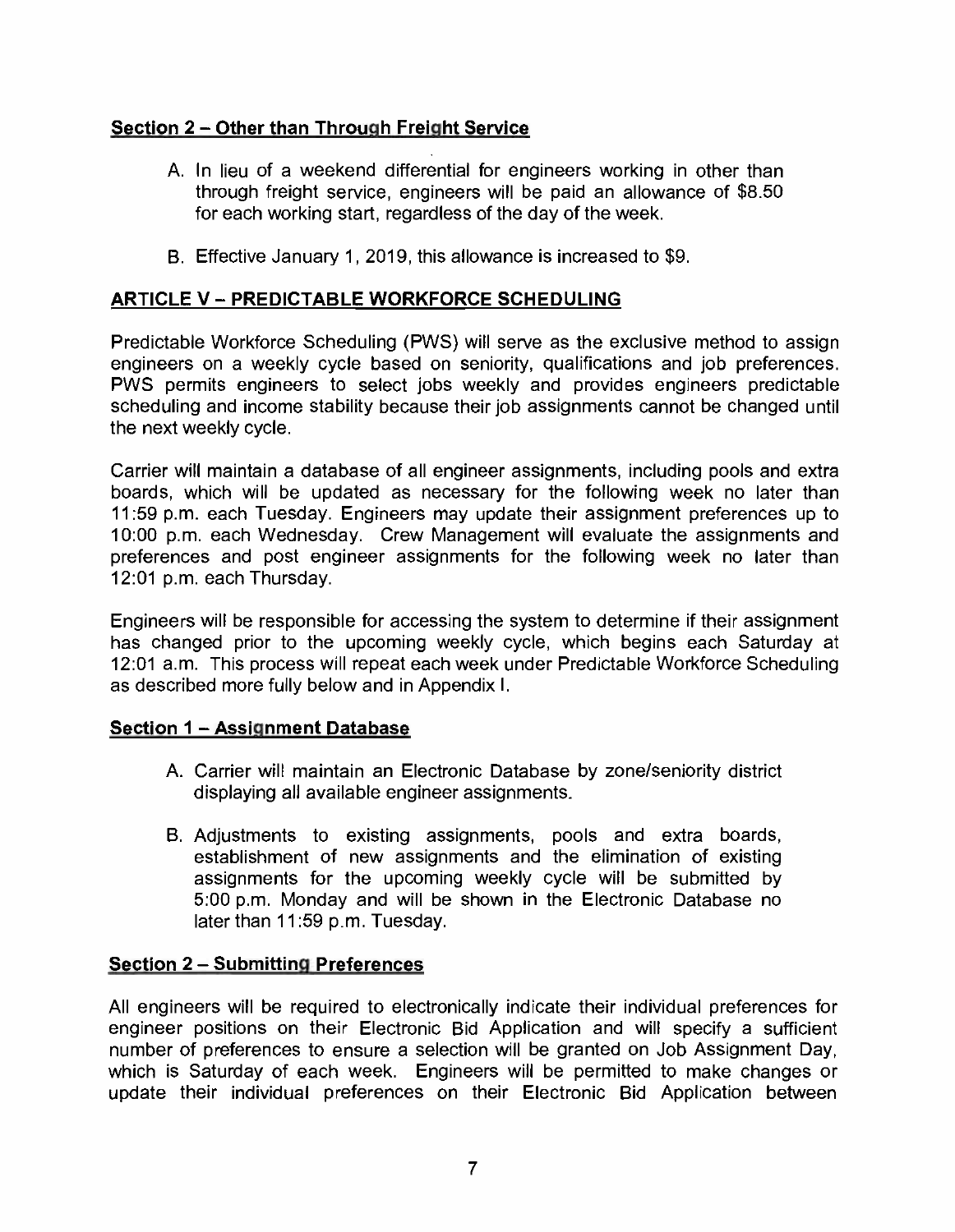### Section 2 – Other than Through Freight Service

A. In lieu of a weekend differential for engineers working in other than through freight service, engineers will be paid an allowance of $8.50 for each working start, regardless of the day of the week.

B. Effective January 1, 2019, this allowance is increased to $9.

## ARTICLE V – PREDICTABLE WORKFORCE SCHEDULING

Predictable Workforce Scheduling (PWS) will serve as the exclusive method to assign engineers on a weekly cycle based on seniority, qualifications and job preferences. PWS permits engineers to select jobs weekly and provides engineers predictable scheduling and income stability because their job assignments cannot be changed until the next weekly cycle.

Carrier will maintain a database of all engineer assignments, including pools and extra boards, which will be updated as necessary for the following week no later than 11:59 p.m. each Tuesday. Engineers may update their assignment preferences up to 10:00 p.m. each Wednesday. Crew Management will evaluate the assignments and preferences and post engineer assignments for the following week no later than 12:01 p.m. each Thursday.

Engineers will be responsible for accessing the system to determine if their assignment has changed prior to the upcoming weekly cycle, which begins each Saturday at 12:01 a.m. This process will repeat each week under Predictable Workforce Scheduling as described more fully below and in Appendix I.

### Section 1 – Assignment Database

A. Carrier will maintain an Electronic Database by zone/seniority district displaying all available engineer assignments.

B. Adjustments to existing assignments, pools and extra boards, establishment of new assignments and the elimination of existing assignments for the upcoming weekly cycle will be submitted by 5:00 p.m. Monday and will be shown in the Electronic Database no later than 11:59 p.m. Tuesday.

### Section 2 – Submitting Preferences

All engineers will be required to electronically indicate their individual preferences for engineer positions on their Electronic Bid Application and will specify a sufficient number of preferences to ensure a selection will be granted on Job Assignment Day, which is Saturday of each week. Engineers will be permitted to make changes or update their individual preferences on their Electronic Bid Application between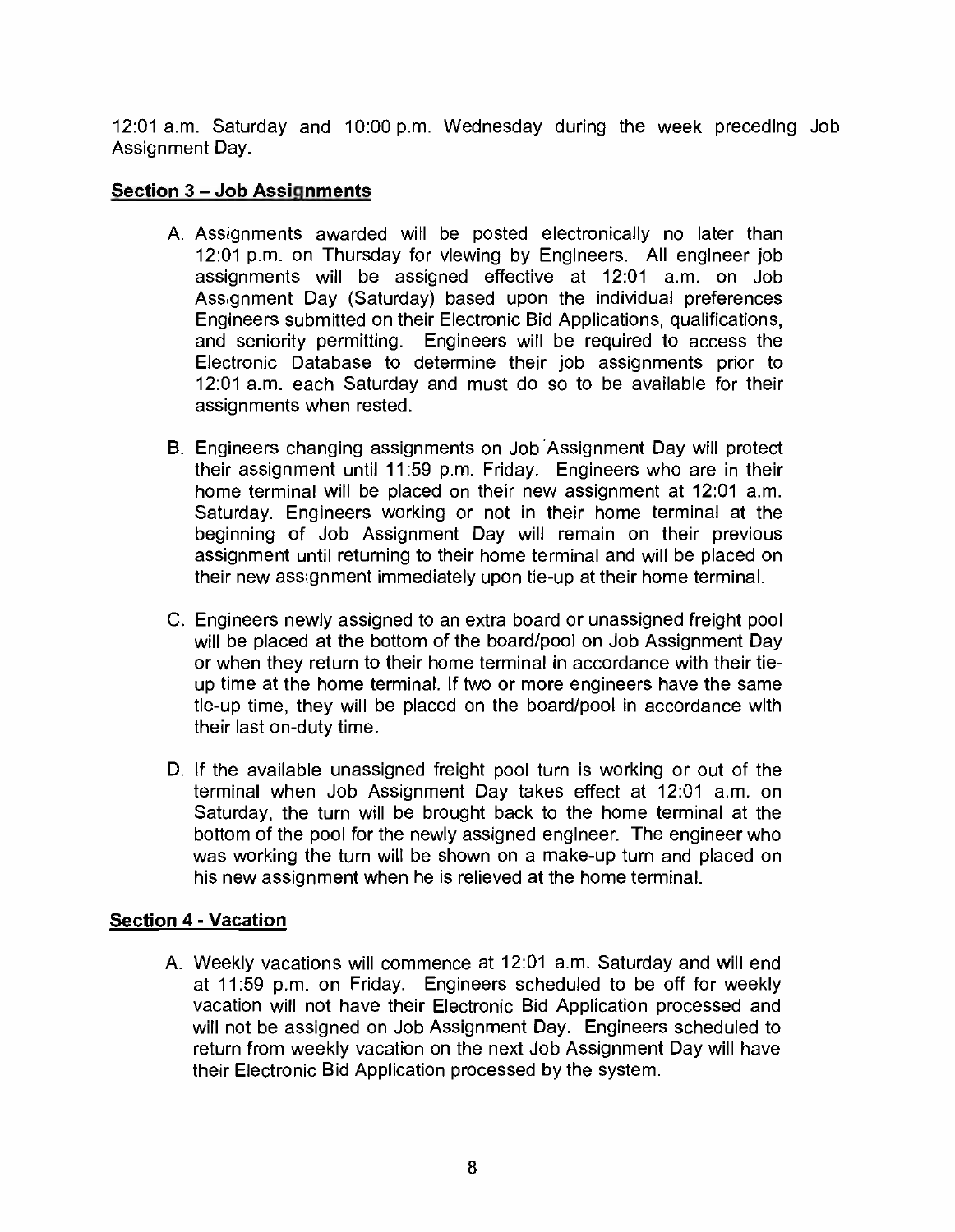12:01 a.m. Saturday and 10:00 p.m. Wednesday during the week preceding Job Assignment Day.

## **Section 3 – Job Assignments**

A. Assignments awarded will be posted electronically no later than 12:01 p.m. on Thursday for viewing by Engineers. All engineer job assignments will be assigned effective at 12:01 a.m. on Job Assignment Day (Saturday) based upon the individual preferences Engineers submitted on their Electronic Bid Applications, qualifications, and seniority permitting. Engineers will be required to access the Electronic Database to determine their job assignments prior to 12:01 a.m. each Saturday and must do so to be available for their assignments when rested.

B. Engineers changing assignments on Job Assignment Day will protect their assignment until 11:59 p.m. Friday. Engineers who are in their home terminal will be placed on their new assignment at 12:01 a.m. Saturday. Engineers working or not in their home terminal at the beginning of Job Assignment Day will remain on their previous assignment until returning to their home terminal and will be placed on their new assignment immediately upon tie-up at their home terminal.

C. Engineers newly assigned to an extra board or unassigned freight pool will be placed at the bottom of the board/pool on Job Assignment Day or when they return to their home terminal in accordance with their tie-up time at the home terminal. If two or more engineers have the same tie-up time, they will be placed on the board/pool in accordance with their last on-duty time.

D. If the available unassigned freight pool turn is working or out of the terminal when Job Assignment Day takes effect at 12:01 a.m. on Saturday, the turn will be brought back to the home terminal at the bottom of the pool for the newly assigned engineer. The engineer who was working the turn will be shown on a make-up turn and placed on his new assignment when he is relieved at the home terminal.

## **Section 4 - Vacation**

A. Weekly vacations will commence at 12:01 a.m. Saturday and will end at 11:59 p.m. on Friday. Engineers scheduled to be off for weekly vacation will not have their Electronic Bid Application processed and will not be assigned on Job Assignment Day. Engineers scheduled to return from weekly vacation on the next Job Assignment Day will have their Electronic Bid Application processed by the system.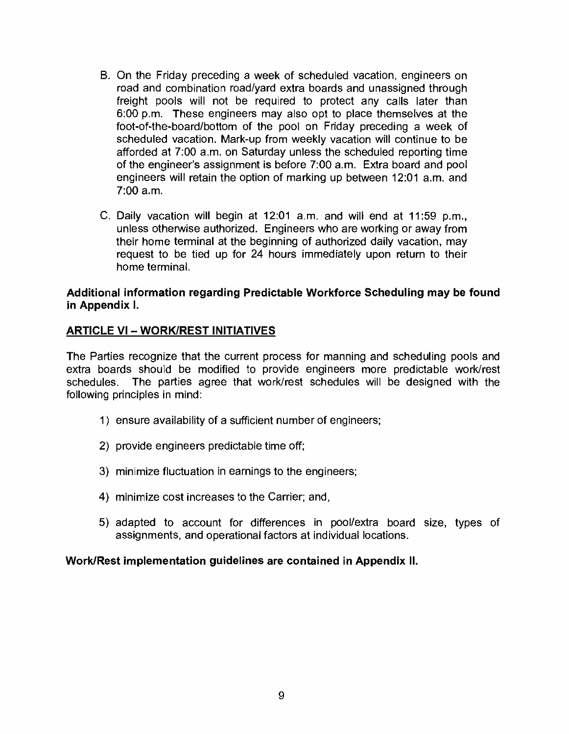B. On the Friday preceding a week of scheduled vacation, engineers on road and combination road/yard extra boards and unassigned through freight pools will not be required to protect any calls later than 6:00 p.m. These engineers may also opt to place themselves at the foot-of-the-board/bottom of the pool on Friday preceding a week of scheduled vacation. Mark-up from weekly vacation will continue to be afforded at 7:00 a.m. on Saturday unless the scheduled reporting time of the engineer's assignment is before 7:00 a.m. Extra board and pool engineers will retain the option of marking up between 12:01 a.m. and 7:00 a.m.

C. Daily vacation will begin at 12:01 a.m. and will end at 11:59 p.m., unless otherwise authorized. Engineers who are working or away from their home terminal at the beginning of authorized daily vacation, may request to be tied up for 24 hours immediately upon return to their home terminal.

**Additional information regarding Predictable Workforce Scheduling may be found in Appendix I.**

## ARTICLE VI – WORK/REST INITIATIVES

The Parties recognize that the current process for manning and scheduling pools and extra boards should be modified to provide engineers more predictable work/rest schedules. The parties agree that work/rest schedules will be designed with the following principles in mind:

1) ensure availability of a sufficient number of engineers;

2) provide engineers predictable time off;

3) minimize fluctuation in earnings to the engineers;

4) minimize cost increases to the Carrier; and,

5) adapted to account for differences in pool/extra board size, types of assignments, and operational factors at individual locations.

**Work/Rest implementation guidelines are contained in Appendix II.**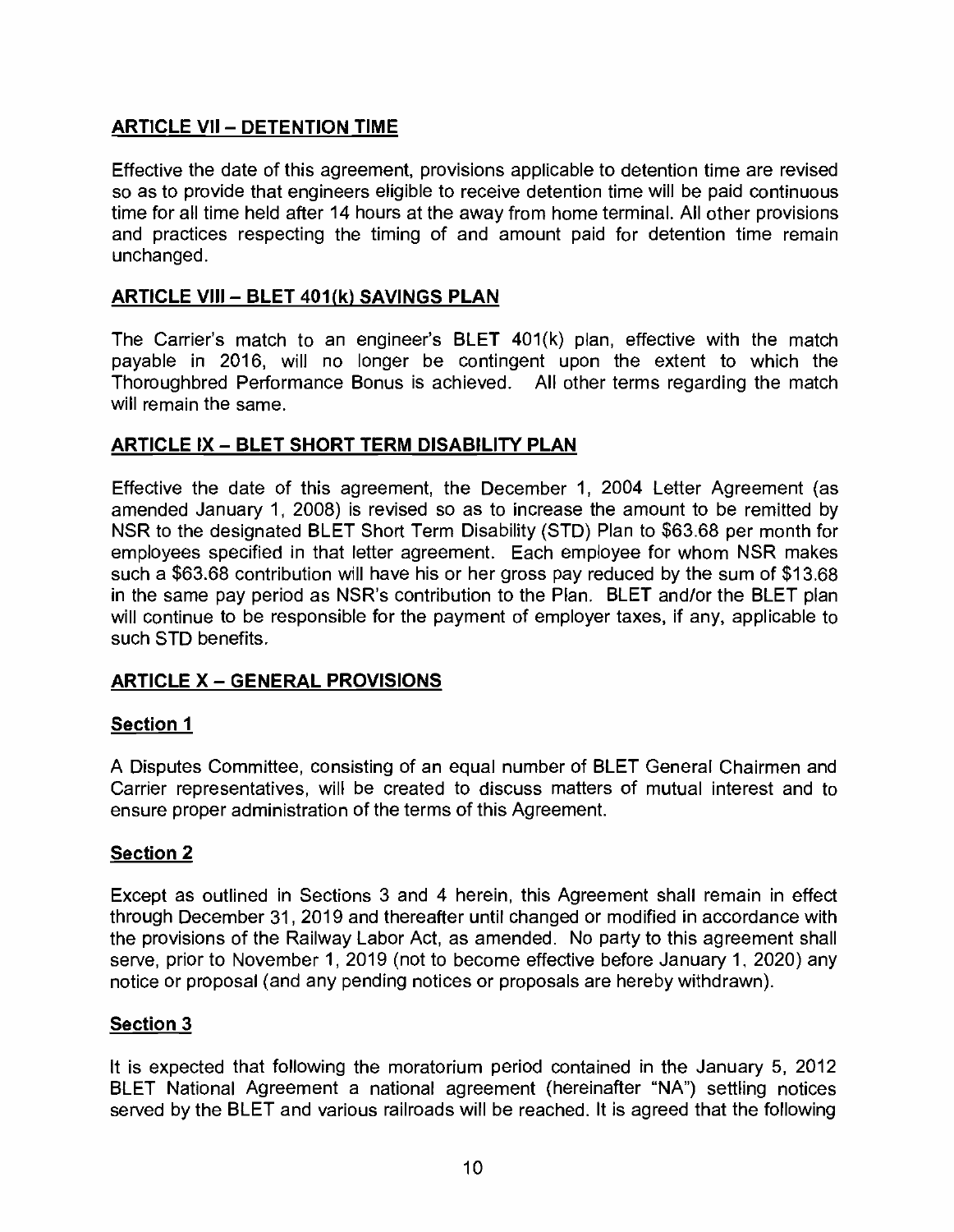## ARTICLE VII – DETENTION TIME

Effective the date of this agreement, provisions applicable to detention time are revised so as to provide that engineers eligible to receive detention time will be paid continuous time for all time held after 14 hours at the away from home terminal. All other provisions and practices respecting the timing of and amount paid for detention time remain unchanged.

## ARTICLE VIII – BLET 401(k) SAVINGS PLAN

The Carrier's match to an engineer's BLET 401(k) plan, effective with the match payable in 2016, will no longer be contingent upon the extent to which the Thoroughbred Performance Bonus is achieved. All other terms regarding the match will remain the same.

## ARTICLE IX – BLET SHORT TERM DISABILITY PLAN

Effective the date of this agreement, the December 1, 2004 Letter Agreement (as amended January 1, 2008) is revised so as to increase the amount to be remitted by NSR to the designated BLET Short Term Disability (STD) Plan to $63.68 per month for employees specified in that letter agreement. Each employee for whom NSR makes such a $63.68 contribution will have his or her gross pay reduced by the sum of $13.68 in the same pay period as NSR's contribution to the Plan. BLET and/or the BLET plan will continue to be responsible for the payment of employer taxes, if any, applicable to such STD benefits.

## ARTICLE X – GENERAL PROVISIONS

### Section 1

A Disputes Committee, consisting of an equal number of BLET General Chairmen and Carrier representatives, will be created to discuss matters of mutual interest and to ensure proper administration of the terms of this Agreement.

### Section 2

Except as outlined in Sections 3 and 4 herein, this Agreement shall remain in effect through December 31, 2019 and thereafter until changed or modified in accordance with the provisions of the Railway Labor Act, as amended. No party to this agreement shall serve, prior to November 1, 2019 (not to become effective before January 1, 2020) any notice or proposal (and any pending notices or proposals are hereby withdrawn).

### Section 3

It is expected that following the moratorium period contained in the January 5, 2012 BLET National Agreement a national agreement (hereinafter "NA") settling notices served by the BLET and various railroads will be reached. It is agreed that the following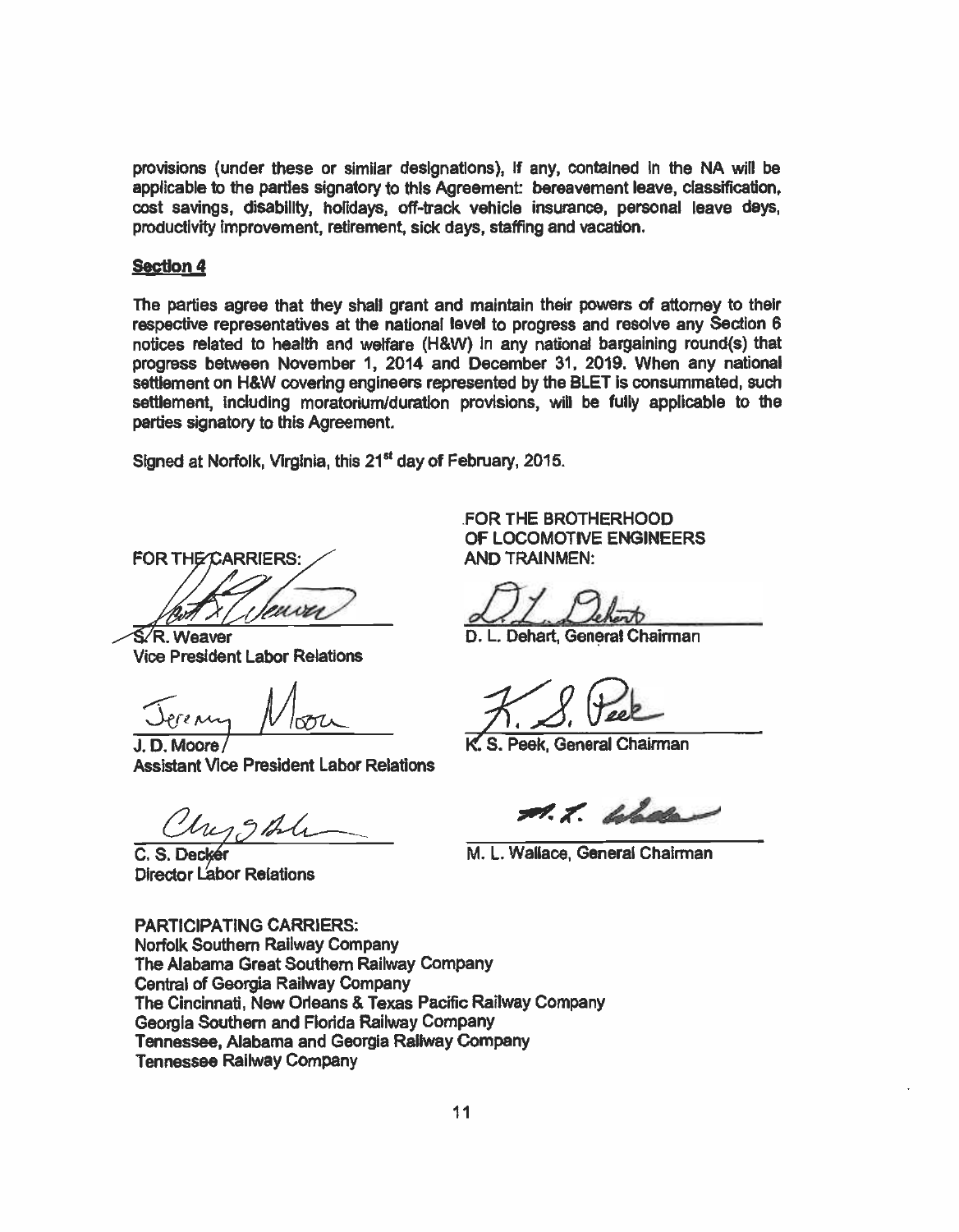provisions (under these or similar designations), if any, contained in the NA will be applicable to the parties signatory to this Agreement: bereavement leave, classification, cost savings, disability, holidays, off-track vehicle insurance, personal leave days, productivity improvement, retirement, sick days, staffing and vacation.

**Section 4**

The parties agree that they shall grant and maintain their powers of attorney to their respective representatives at the national level to progress and resolve any Section 6 notices related to health and welfare (H&W) in any national bargaining round(s) that progress between November 1, 2014 and December 31, 2019. When any national settlement on H&W covering engineers represented by the BLET is consummated, such settlement, including moratorium/duration provisions, will be fully applicable to the parties signatory to this Agreement.

Signed at Norfolk, Virginia, this 21st day of February, 2015.

FOR THE CARRIERS:

S. R. Weaver
Vice President Labor Relations

J. D. Moore
Assistant Vice President Labor Relations

C. S. Decker
Director Labor Relations

FOR THE BROTHERHOOD OF LOCOMOTIVE ENGINEERS AND TRAINMEN:

D. L. Dehart, General Chairman

K. S. Peek, General Chairman

M. L. Wallace, General Chairman

PARTICIPATING CARRIERS:
Norfolk Southern Railway Company
The Alabama Great Southern Railway Company
Central of Georgia Railway Company
The Cincinnati, New Orleans & Texas Pacific Railway Company
Georgia Southern and Florida Railway Company
Tennessee, Alabama and Georgia Railway Company
Tennessee Railway Company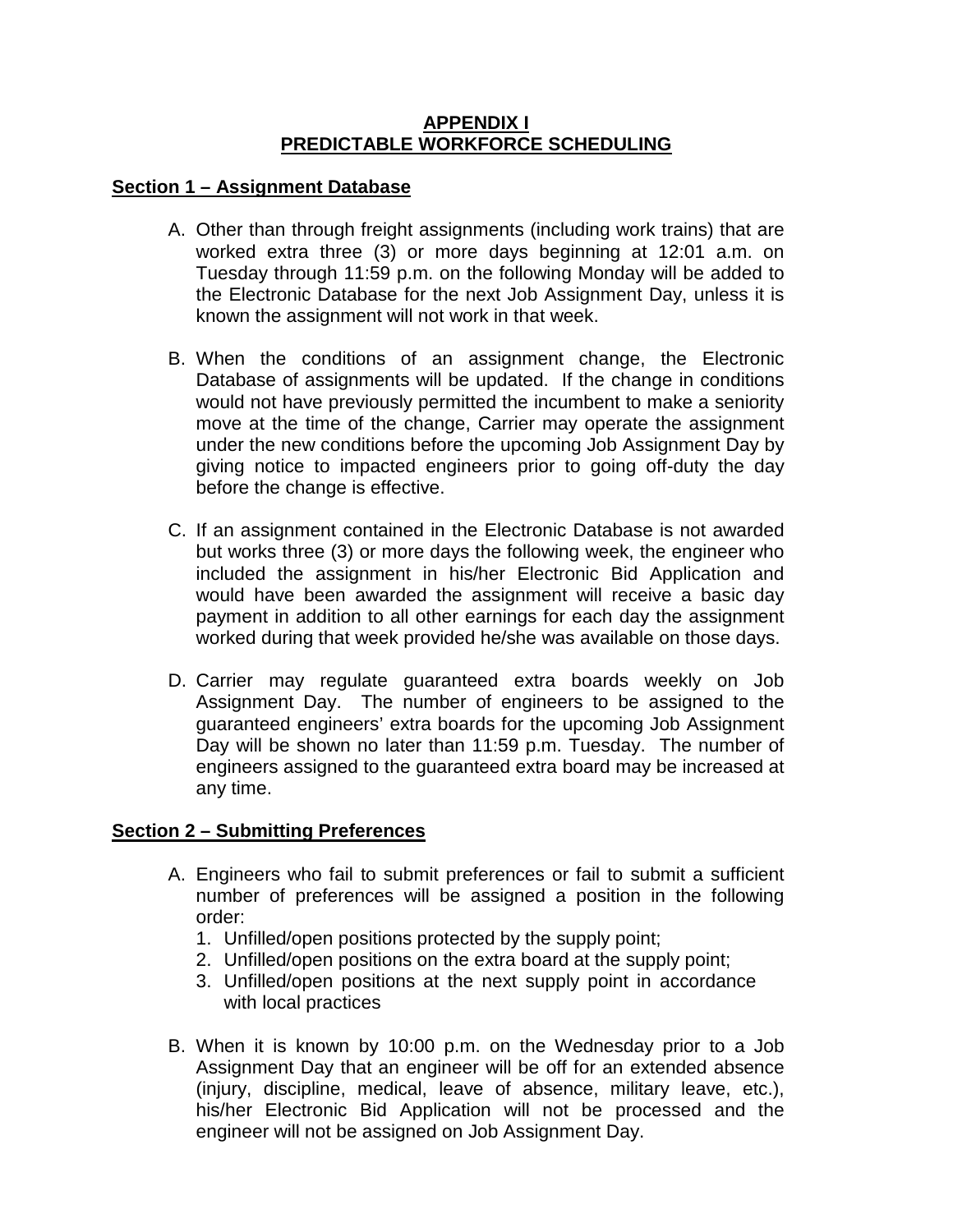# APPENDIX I
# PREDICTABLE WORKFORCE SCHEDULING

## Section 1 – Assignment Database

A. Other than through freight assignments (including work trains) that are worked extra three (3) or more days beginning at 12:01 a.m. on Tuesday through 11:59 p.m. on the following Monday will be added to the Electronic Database for the next Job Assignment Day, unless it is known the assignment will not work in that week.

B. When the conditions of an assignment change, the Electronic Database of assignments will be updated. If the change in conditions would not have previously permitted the incumbent to make a seniority move at the time of the change, Carrier may operate the assignment under the new conditions before the upcoming Job Assignment Day by giving notice to impacted engineers prior to going off-duty the day before the change is effective.

C. If an assignment contained in the Electronic Database is not awarded but works three (3) or more days the following week, the engineer who included the assignment in his/her Electronic Bid Application and would have been awarded the assignment will receive a basic day payment in addition to all other earnings for each day the assignment worked during that week provided he/she was available on those days.

D. Carrier may regulate guaranteed extra boards weekly on Job Assignment Day. The number of engineers to be assigned to the guaranteed engineers' extra boards for the upcoming Job Assignment Day will be shown no later than 11:59 p.m. Tuesday. The number of engineers assigned to the guaranteed extra board may be increased at any time.

## Section 2 – Submitting Preferences

A. Engineers who fail to submit preferences or fail to submit a sufficient number of preferences will be assigned a position in the following order:
   1. Unfilled/open positions protected by the supply point;
   2. Unfilled/open positions on the extra board at the supply point;
   3. Unfilled/open positions at the next supply point in accordance with local practices

B. When it is known by 10:00 p.m. on the Wednesday prior to a Job Assignment Day that an engineer will be off for an extended absence (injury, discipline, medical, leave of absence, military leave, etc.), his/her Electronic Bid Application will not be processed and the engineer will not be assigned on Job Assignment Day.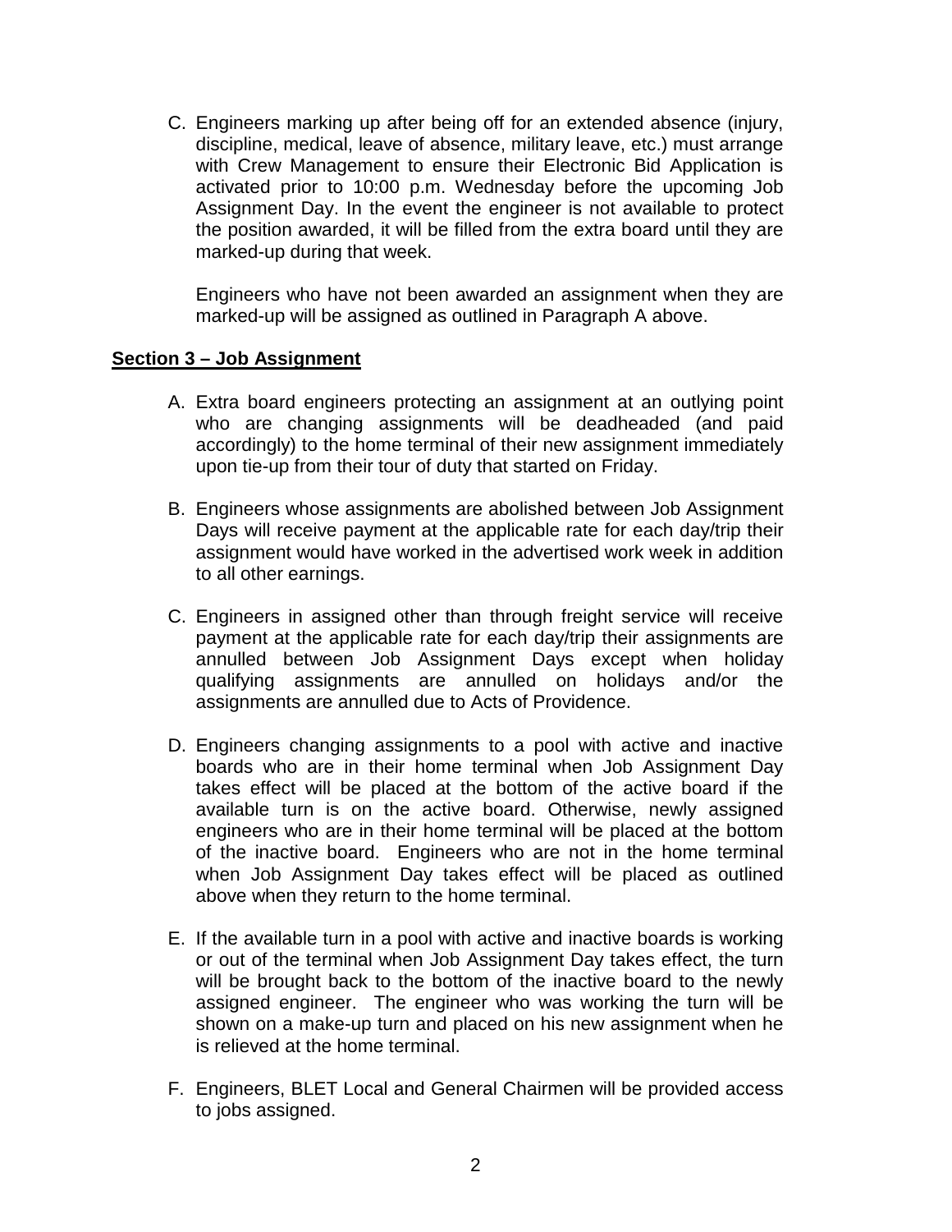C. Engineers marking up after being off for an extended absence (injury, discipline, medical, leave of absence, military leave, etc.) must arrange with Crew Management to ensure their Electronic Bid Application is activated prior to 10:00 p.m. Wednesday before the upcoming Job Assignment Day. In the event the engineer is not available to protect the position awarded, it will be filled from the extra board until they are marked-up during that week.

   Engineers who have not been awarded an assignment when they are marked-up will be assigned as outlined in Paragraph A above.

## Section 3 – Job Assignment

A. Extra board engineers protecting an assignment at an outlying point who are changing assignments will be deadheaded (and paid accordingly) to the home terminal of their new assignment immediately upon tie-up from their tour of duty that started on Friday.

B. Engineers whose assignments are abolished between Job Assignment Days will receive payment at the applicable rate for each day/trip their assignment would have worked in the advertised work week in addition to all other earnings.

C. Engineers in assigned other than through freight service will receive payment at the applicable rate for each day/trip their assignments are annulled between Job Assignment Days except when holiday qualifying assignments are annulled on holidays and/or the assignments are annulled due to Acts of Providence.

D. Engineers changing assignments to a pool with active and inactive boards who are in their home terminal when Job Assignment Day takes effect will be placed at the bottom of the active board if the available turn is on the active board. Otherwise, newly assigned engineers who are in their home terminal will be placed at the bottom of the inactive board. Engineers who are not in the home terminal when Job Assignment Day takes effect will be placed as outlined above when they return to the home terminal.

E. If the available turn in a pool with active and inactive boards is working or out of the terminal when Job Assignment Day takes effect, the turn will be brought back to the bottom of the inactive board to the newly assigned engineer. The engineer who was working the turn will be shown on a make-up turn and placed on his new assignment when he is relieved at the home terminal.

F. Engineers, BLET Local and General Chairmen will be provided access to jobs assigned.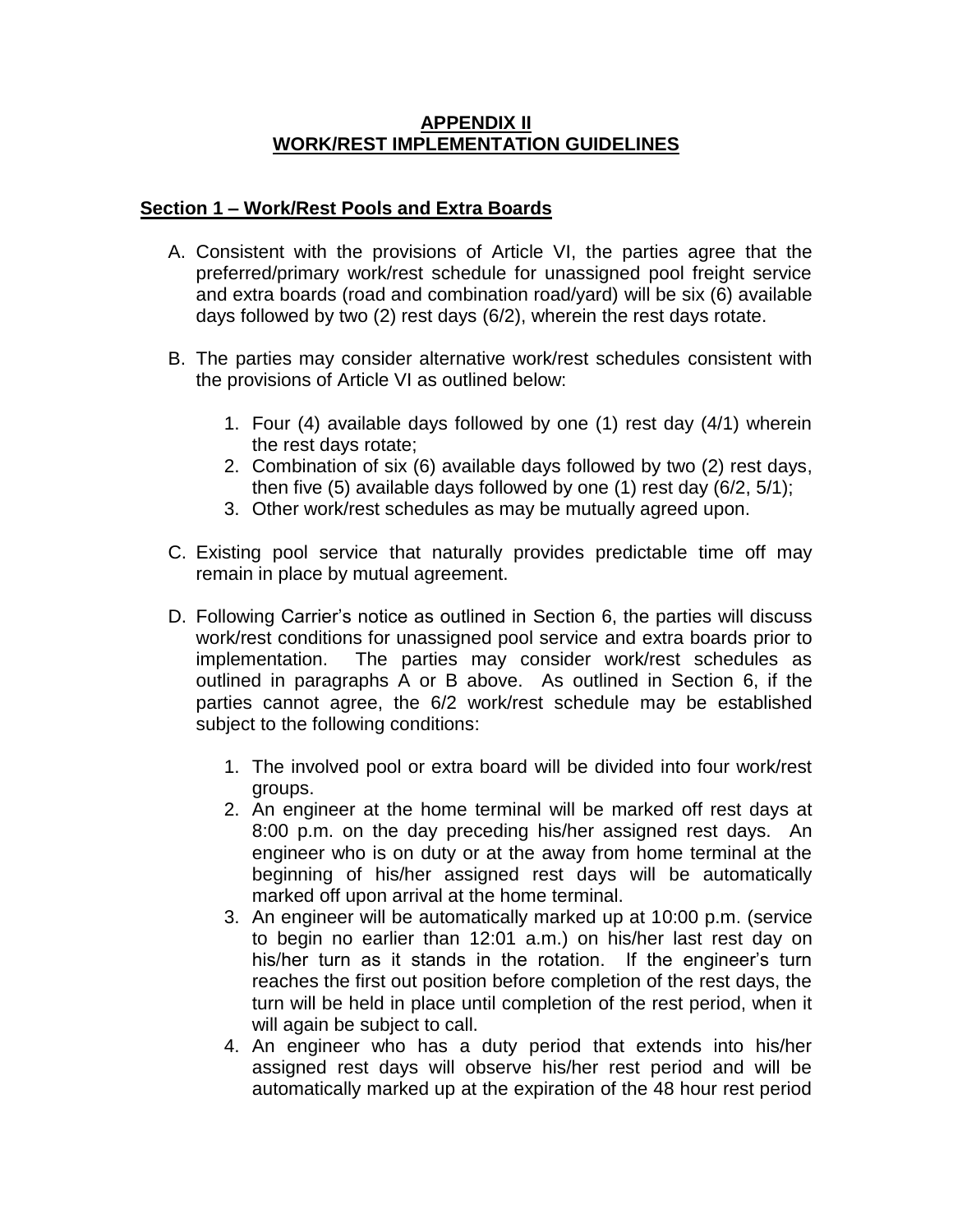# APPENDIX II
# WORK/REST IMPLEMENTATION GUIDELINES

## Section 1 – Work/Rest Pools and Extra Boards

A. Consistent with the provisions of Article VI, the parties agree that the preferred/primary work/rest schedule for unassigned pool freight service and extra boards (road and combination road/yard) will be six (6) available days followed by two (2) rest days (6/2), wherein the rest days rotate.

B. The parties may consider alternative work/rest schedules consistent with the provisions of Article VI as outlined below:

   1. Four (4) available days followed by one (1) rest day (4/1) wherein the rest days rotate;
   2. Combination of six (6) available days followed by two (2) rest days, then five (5) available days followed by one (1) rest day (6/2, 5/1);
   3. Other work/rest schedules as may be mutually agreed upon.

C. Existing pool service that naturally provides predictable time off may remain in place by mutual agreement.

D. Following Carrier's notice as outlined in Section 6, the parties will discuss work/rest conditions for unassigned pool service and extra boards prior to implementation. The parties may consider work/rest schedules as outlined in paragraphs A or B above. As outlined in Section 6, if the parties cannot agree, the 6/2 work/rest schedule may be established subject to the following conditions:

   1. The involved pool or extra board will be divided into four work/rest groups.
   2. An engineer at the home terminal will be marked off rest days at 8:00 p.m. on the day preceding his/her assigned rest days. An engineer who is on duty or at the away from home terminal at the beginning of his/her assigned rest days will be automatically marked off upon arrival at the home terminal.
   3. An engineer will be automatically marked up at 10:00 p.m. (service to begin no earlier than 12:01 a.m.) on his/her last rest day on his/her turn as it stands in the rotation. If the engineer's turn reaches the first out position before completion of the rest days, the turn will be held in place until completion of the rest period, when it will again be subject to call.
   4. An engineer who has a duty period that extends into his/her assigned rest days will observe his/her rest period and will be automatically marked up at the expiration of the 48 hour rest period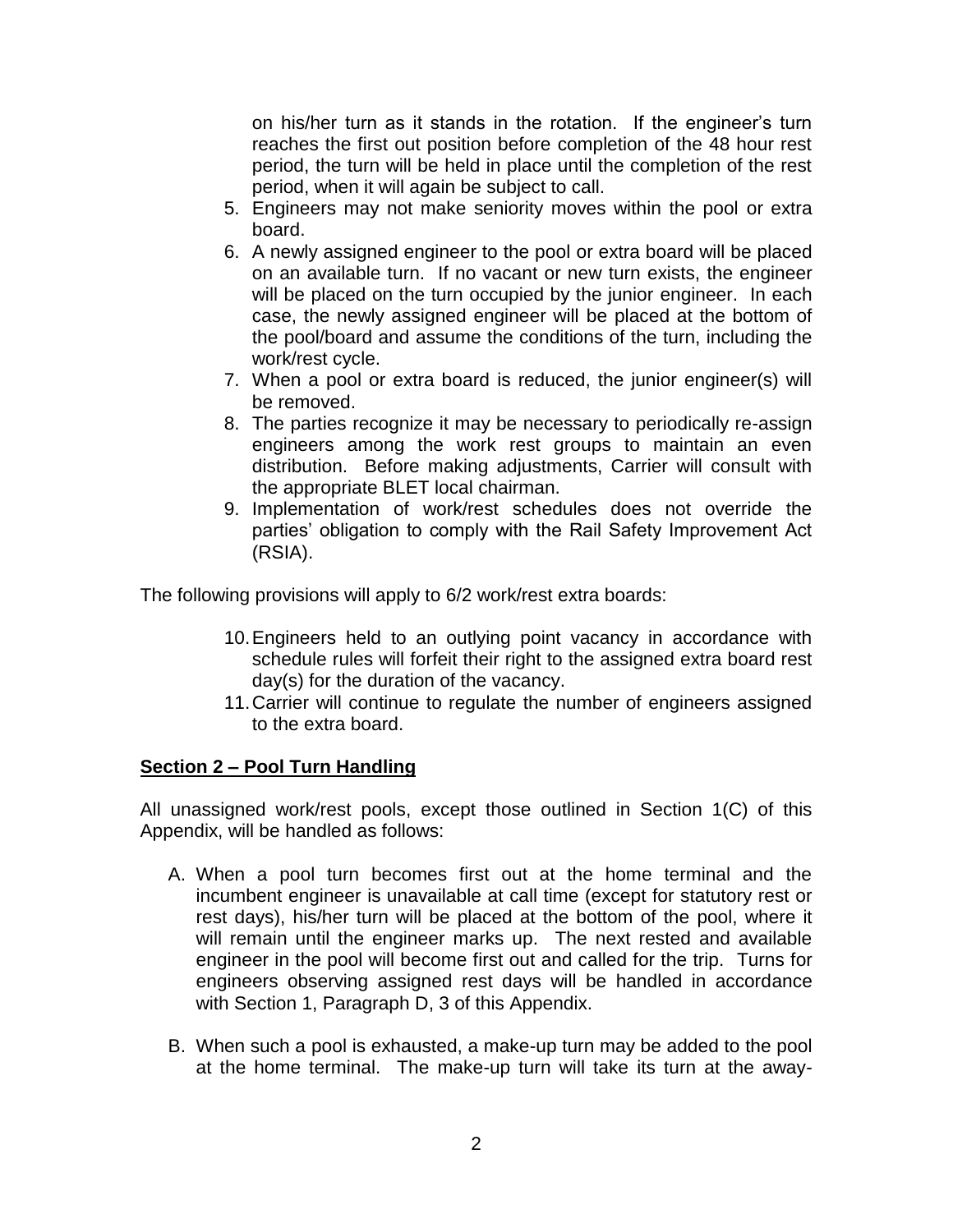on his/her turn as it stands in the rotation. If the engineer's turn reaches the first out position before completion of the 48 hour rest period, the turn will be held in place until the completion of the rest period, when it will again be subject to call.

5. Engineers may not make seniority moves within the pool or extra board.
6. A newly assigned engineer to the pool or extra board will be placed on an available turn. If no vacant or new turn exists, the engineer will be placed on the turn occupied by the junior engineer. In each case, the newly assigned engineer will be placed at the bottom of the pool/board and assume the conditions of the turn, including the work/rest cycle.
7. When a pool or extra board is reduced, the junior engineer(s) will be removed.
8. The parties recognize it may be necessary to periodically re-assign engineers among the work rest groups to maintain an even distribution. Before making adjustments, Carrier will consult with the appropriate BLET local chairman.
9. Implementation of work/rest schedules does not override the parties' obligation to comply with the Rail Safety Improvement Act (RSIA).

The following provisions will apply to 6/2 work/rest extra boards:

10. Engineers held to an outlying point vacancy in accordance with schedule rules will forfeit their right to the assigned extra board rest day(s) for the duration of the vacancy.
11. Carrier will continue to regulate the number of engineers assigned to the extra board.

## Section 2 – Pool Turn Handling

All unassigned work/rest pools, except those outlined in Section 1(C) of this Appendix, will be handled as follows:

A. When a pool turn becomes first out at the home terminal and the incumbent engineer is unavailable at call time (except for statutory rest or rest days), his/her turn will be placed at the bottom of the pool, where it will remain until the engineer marks up. The next rested and available engineer in the pool will become first out and called for the trip. Turns for engineers observing assigned rest days will be handled in accordance with Section 1, Paragraph D, 3 of this Appendix.

B. When such a pool is exhausted, a make-up turn may be added to the pool at the home terminal. The make-up turn will take its turn at the away-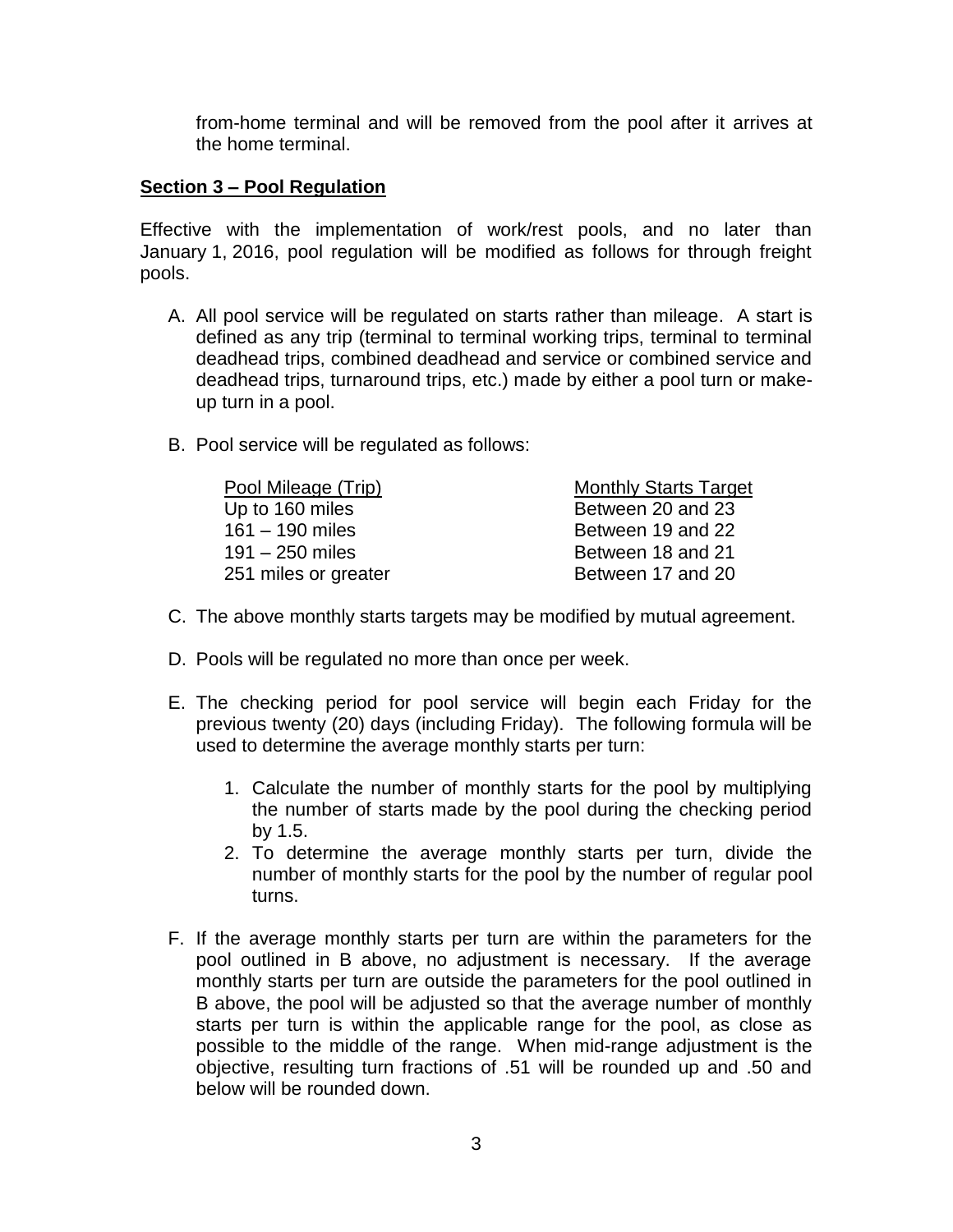from-home terminal and will be removed from the pool after it arrives at the home terminal.

## Section 3 – Pool Regulation

Effective with the implementation of work/rest pools, and no later than January 1, 2016, pool regulation will be modified as follows for through freight pools.

A. All pool service will be regulated on starts rather than mileage. A start is defined as any trip (terminal to terminal working trips, terminal to terminal deadhead trips, combined deadhead and service or combined service and deadhead trips, turnaround trips, etc.) made by either a pool turn or make-up turn in a pool.

B. Pool service will be regulated as follows:

| Pool Mileage (Trip) | Monthly Starts Target |
|---|---|
| Up to 160 miles | Between 20 and 23 |
| 161 – 190 miles | Between 19 and 22 |
| 191 – 250 miles | Between 18 and 21 |
| 251 miles or greater | Between 17 and 20 |

C. The above monthly starts targets may be modified by mutual agreement.

D. Pools will be regulated no more than once per week.

E. The checking period for pool service will begin each Friday for the previous twenty (20) days (including Friday). The following formula will be used to determine the average monthly starts per turn:

   1. Calculate the number of monthly starts for the pool by multiplying the number of starts made by the pool during the checking period by 1.5.
   2. To determine the average monthly starts per turn, divide the number of monthly starts for the pool by the number of regular pool turns.

F. If the average monthly starts per turn are within the parameters for the pool outlined in B above, no adjustment is necessary. If the average monthly starts per turn are outside the parameters for the pool outlined in B above, the pool will be adjusted so that the average number of monthly starts per turn is within the applicable range for the pool, as close as possible to the middle of the range. When mid-range adjustment is the objective, resulting turn fractions of .51 will be rounded up and .50 and below will be rounded down.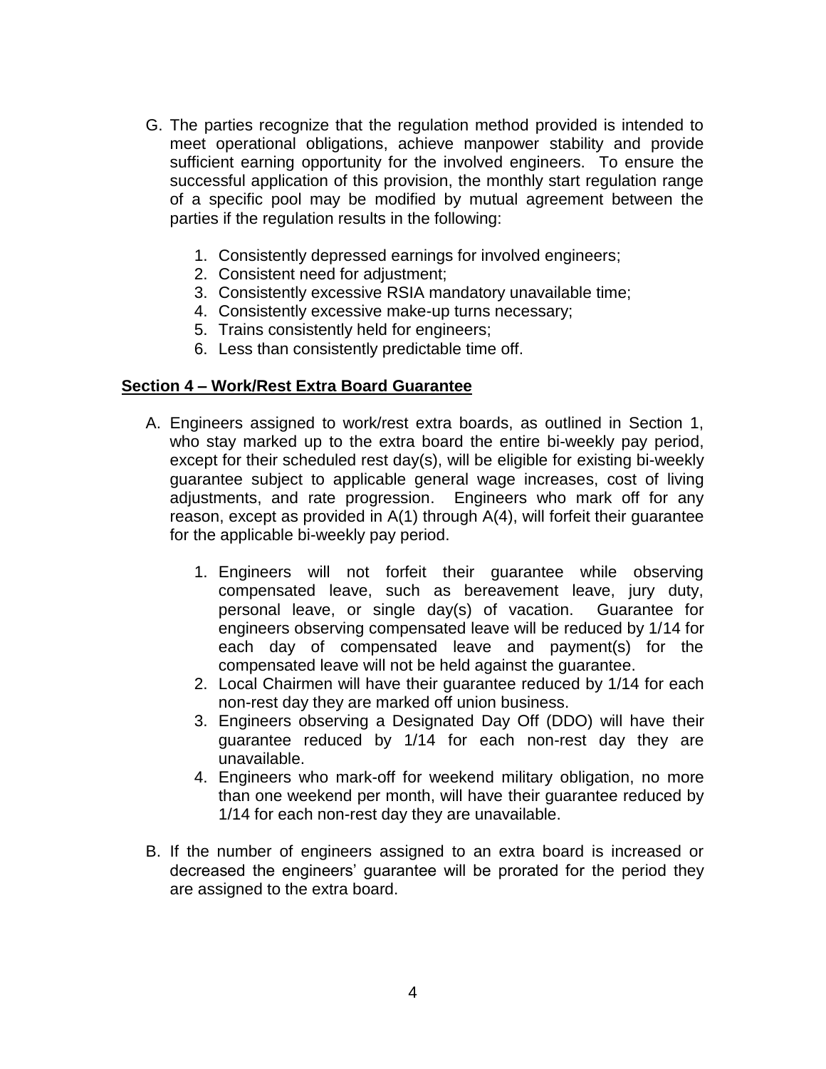G. The parties recognize that the regulation method provided is intended to meet operational obligations, achieve manpower stability and provide sufficient earning opportunity for the involved engineers. To ensure the successful application of this provision, the monthly start regulation range of a specific pool may be modified by mutual agreement between the parties if the regulation results in the following:

   1. Consistently depressed earnings for involved engineers;
   2. Consistent need for adjustment;
   3. Consistently excessive RSIA mandatory unavailable time;
   4. Consistently excessive make-up turns necessary;
   5. Trains consistently held for engineers;
   6. Less than consistently predictable time off.

**<u>Section 4 – Work/Rest Extra Board Guarantee</u>**

A. Engineers assigned to work/rest extra boards, as outlined in Section 1, who stay marked up to the extra board the entire bi-weekly pay period, except for their scheduled rest day(s), will be eligible for existing bi-weekly guarantee subject to applicable general wage increases, cost of living adjustments, and rate progression. Engineers who mark off for any reason, except as provided in A(1) through A(4), will forfeit their guarantee for the applicable bi-weekly pay period.

   1. Engineers will not forfeit their guarantee while observing compensated leave, such as bereavement leave, jury duty, personal leave, or single day(s) of vacation. Guarantee for engineers observing compensated leave will be reduced by 1/14 for each day of compensated leave and payment(s) for the compensated leave will not be held against the guarantee.
   2. Local Chairmen will have their guarantee reduced by 1/14 for each non-rest day they are marked off union business.
   3. Engineers observing a Designated Day Off (DDO) will have their guarantee reduced by 1/14 for each non-rest day they are unavailable.
   4. Engineers who mark-off for weekend military obligation, no more than one weekend per month, will have their guarantee reduced by 1/14 for each non-rest day they are unavailable.

B. If the number of engineers assigned to an extra board is increased or decreased the engineers' guarantee will be prorated for the period they are assigned to the extra board.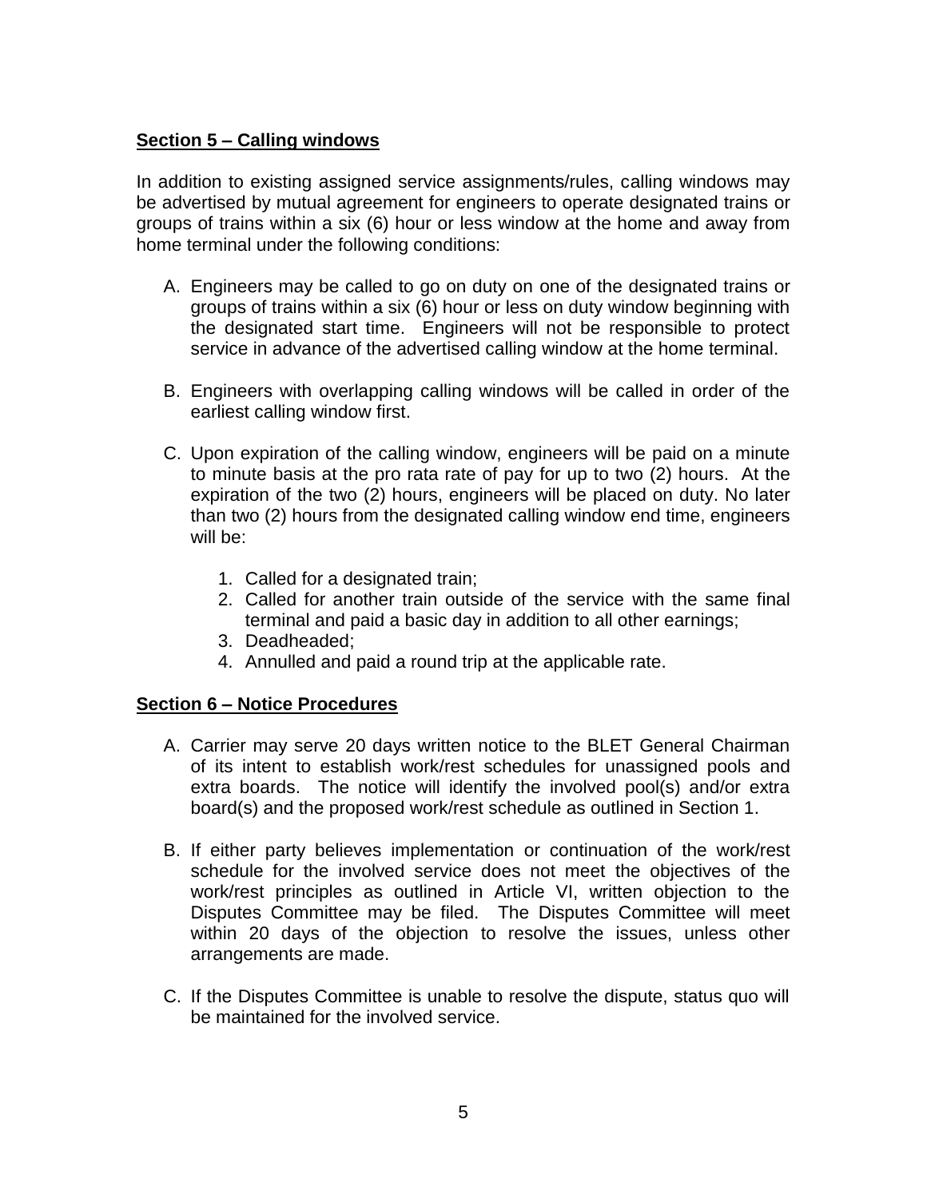**Section 5 – Calling windows**

In addition to existing assigned service assignments/rules, calling windows may be advertised by mutual agreement for engineers to operate designated trains or groups of trains within a six (6) hour or less window at the home and away from home terminal under the following conditions:

A. Engineers may be called to go on duty on one of the designated trains or groups of trains within a six (6) hour or less on duty window beginning with the designated start time. Engineers will not be responsible to protect service in advance of the advertised calling window at the home terminal.

B. Engineers with overlapping calling windows will be called in order of the earliest calling window first.

C. Upon expiration of the calling window, engineers will be paid on a minute to minute basis at the pro rata rate of pay for up to two (2) hours. At the expiration of the two (2) hours, engineers will be placed on duty. No later than two (2) hours from the designated calling window end time, engineers will be:

   1. Called for a designated train;
   2. Called for another train outside of the service with the same final terminal and paid a basic day in addition to all other earnings;
   3. Deadheaded;
   4. Annulled and paid a round trip at the applicable rate.

**Section 6 – Notice Procedures**

A. Carrier may serve 20 days written notice to the BLET General Chairman of its intent to establish work/rest schedules for unassigned pools and extra boards. The notice will identify the involved pool(s) and/or extra board(s) and the proposed work/rest schedule as outlined in Section 1.

B. If either party believes implementation or continuation of the work/rest schedule for the involved service does not meet the objectives of the work/rest principles as outlined in Article VI, written objection to the Disputes Committee may be filed. The Disputes Committee will meet within 20 days of the objection to resolve the issues, unless other arrangements are made.

C. If the Disputes Committee is unable to resolve the dispute, status quo will be maintained for the involved service.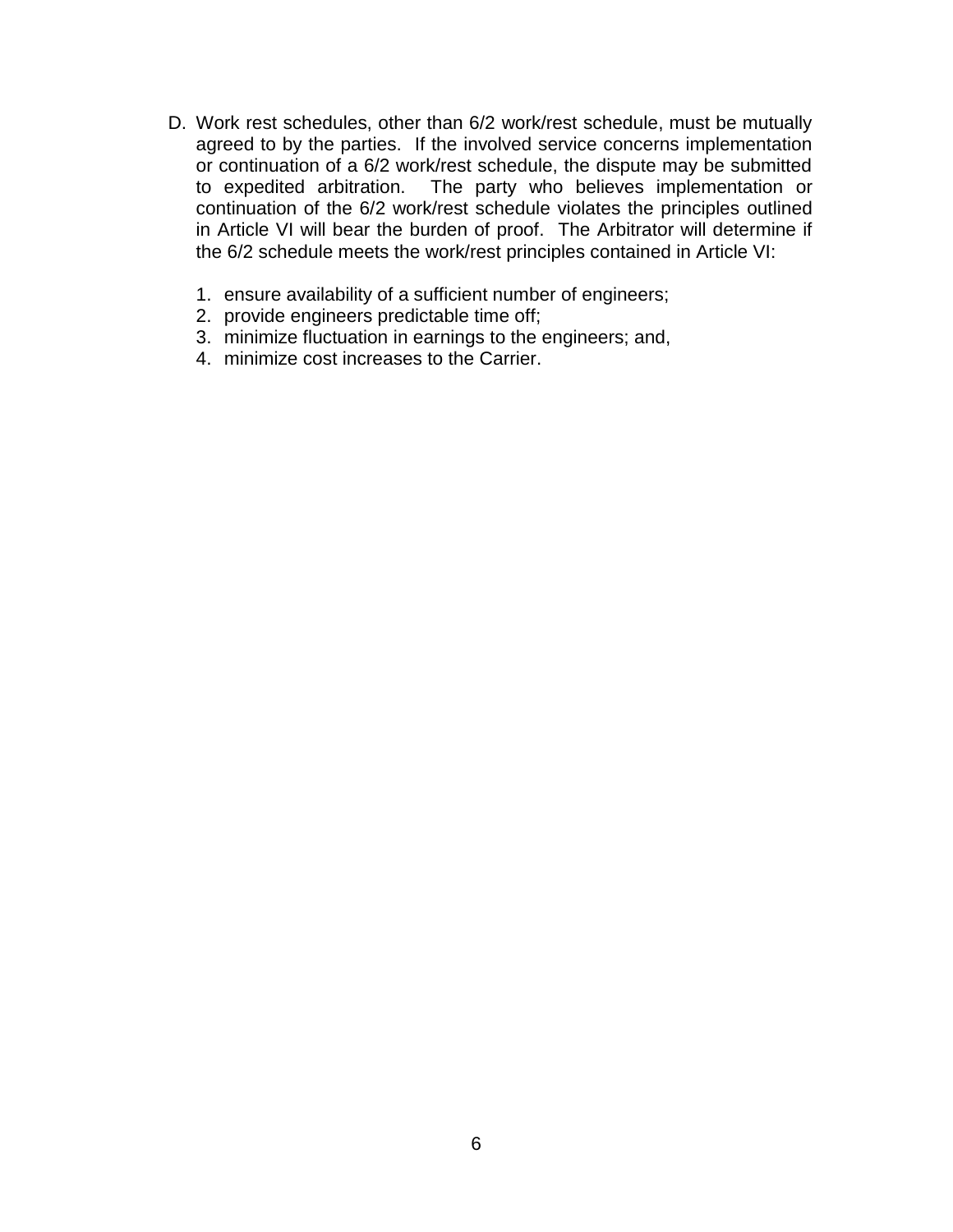D. Work rest schedules, other than 6/2 work/rest schedule, must be mutually agreed to by the parties. If the involved service concerns implementation or continuation of a 6/2 work/rest schedule, the dispute may be submitted to expedited arbitration. The party who believes implementation or continuation of the 6/2 work/rest schedule violates the principles outlined in Article VI will bear the burden of proof. The Arbitrator will determine if the 6/2 schedule meets the work/rest principles contained in Article VI:

   1. ensure availability of a sufficient number of engineers;
   2. provide engineers predictable time off;
   3. minimize fluctuation in earnings to the engineers; and,
   4. minimize cost increases to the Carrier.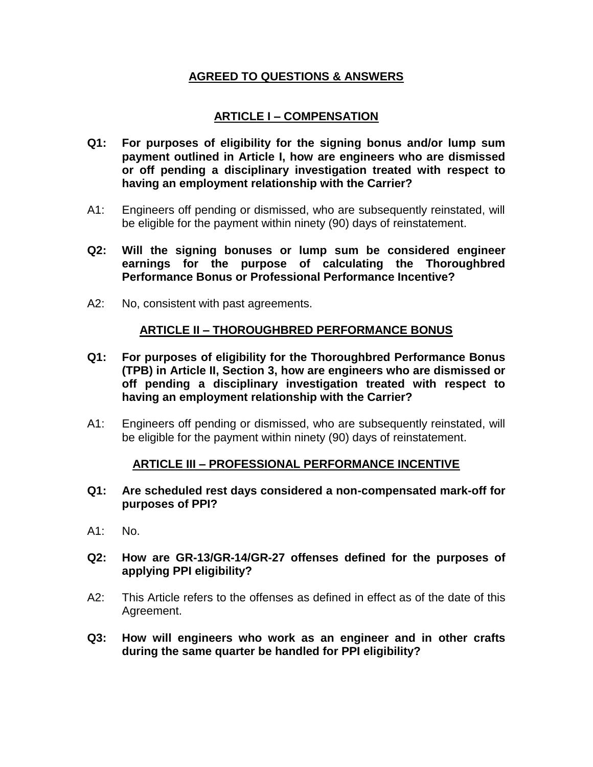# AGREED TO QUESTIONS & ANSWERS

## ARTICLE I – COMPENSATION

**Q1: For purposes of eligibility for the signing bonus and/or lump sum payment outlined in Article I, how are engineers who are dismissed or off pending a disciplinary investigation treated with respect to having an employment relationship with the Carrier?**

A1: Engineers off pending or dismissed, who are subsequently reinstated, will be eligible for the payment within ninety (90) days of reinstatement.

**Q2: Will the signing bonuses or lump sum be considered engineer earnings for the purpose of calculating the Thoroughbred Performance Bonus or Professional Performance Incentive?**

A2: No, consistent with past agreements.

## ARTICLE II – THOROUGHBRED PERFORMANCE BONUS

**Q1: For purposes of eligibility for the Thoroughbred Performance Bonus (TPB) in Article II, Section 3, how are engineers who are dismissed or off pending a disciplinary investigation treated with respect to having an employment relationship with the Carrier?**

A1: Engineers off pending or dismissed, who are subsequently reinstated, will be eligible for the payment within ninety (90) days of reinstatement.

## ARTICLE III – PROFESSIONAL PERFORMANCE INCENTIVE

**Q1: Are scheduled rest days considered a non-compensated mark-off for purposes of PPI?**

A1: No.

**Q2: How are GR-13/GR-14/GR-27 offenses defined for the purposes of applying PPI eligibility?**

A2: This Article refers to the offenses as defined in effect as of the date of this Agreement.

**Q3: How will engineers who work as an engineer and in other crafts during the same quarter be handled for PPI eligibility?**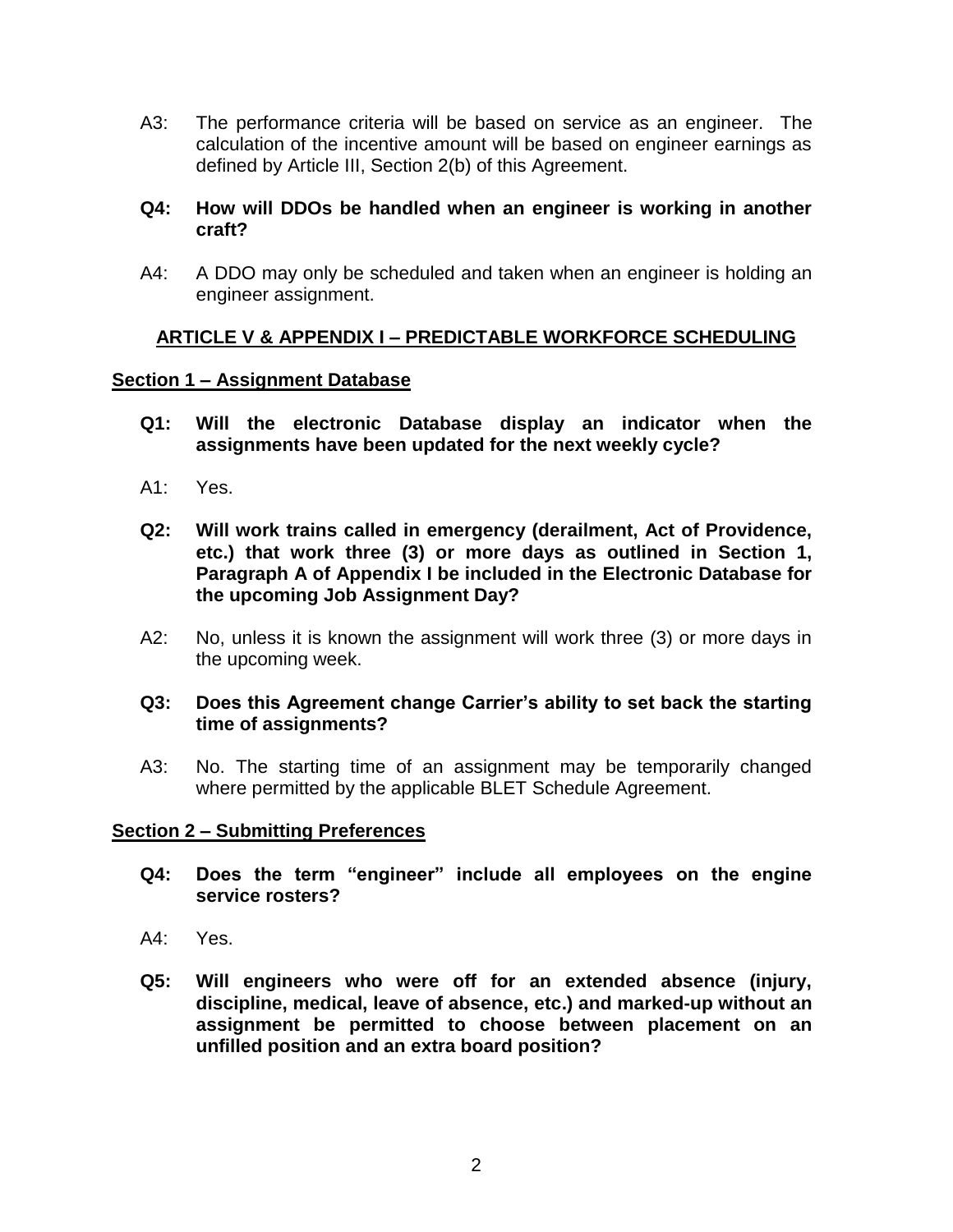A3: The performance criteria will be based on service as an engineer. The calculation of the incentive amount will be based on engineer earnings as defined by Article III, Section 2(b) of this Agreement.

**Q4: How will DDOs be handled when an engineer is working in another craft?**

A4: A DDO may only be scheduled and taken when an engineer is holding an engineer assignment.

## ARTICLE V & APPENDIX I – PREDICTABLE WORKFORCE SCHEDULING

### Section 1 – Assignment Database

**Q1: Will the electronic Database display an indicator when the assignments have been updated for the next weekly cycle?**

A1: Yes.

**Q2: Will work trains called in emergency (derailment, Act of Providence, etc.) that work three (3) or more days as outlined in Section 1, Paragraph A of Appendix I be included in the Electronic Database for the upcoming Job Assignment Day?**

A2: No, unless it is known the assignment will work three (3) or more days in the upcoming week.

**Q3: Does this Agreement change Carrier's ability to set back the starting time of assignments?**

A3: No. The starting time of an assignment may be temporarily changed where permitted by the applicable BLET Schedule Agreement.

### Section 2 – Submitting Preferences

**Q4: Does the term "engineer" include all employees on the engine service rosters?**

A4: Yes.

**Q5: Will engineers who were off for an extended absence (injury, discipline, medical, leave of absence, etc.) and marked-up without an assignment be permitted to choose between placement on an unfilled position and an extra board position?**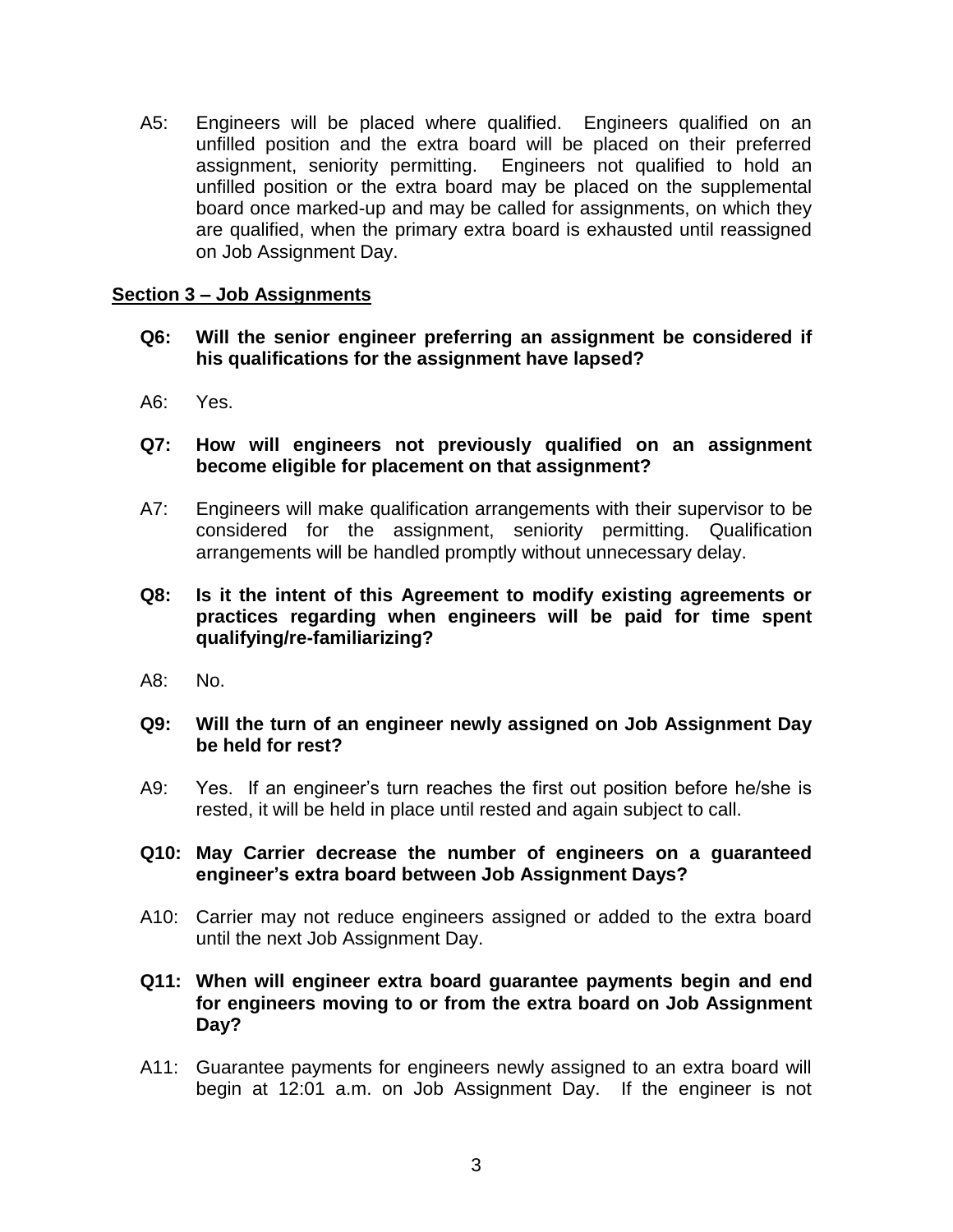A5: Engineers will be placed where qualified. Engineers qualified on an unfilled position and the extra board will be placed on their preferred assignment, seniority permitting. Engineers not qualified to hold an unfilled position or the extra board may be placed on the supplemental board once marked-up and may be called for assignments, on which they are qualified, when the primary extra board is exhausted until reassigned on Job Assignment Day.

## Section 3 – Job Assignments

**Q6: Will the senior engineer preferring an assignment be considered if his qualifications for the assignment have lapsed?**

A6: Yes.

**Q7: How will engineers not previously qualified on an assignment become eligible for placement on that assignment?**

A7: Engineers will make qualification arrangements with their supervisor to be considered for the assignment, seniority permitting. Qualification arrangements will be handled promptly without unnecessary delay.

**Q8: Is it the intent of this Agreement to modify existing agreements or practices regarding when engineers will be paid for time spent qualifying/re-familiarizing?**

A8: No.

**Q9: Will the turn of an engineer newly assigned on Job Assignment Day be held for rest?**

A9: Yes. If an engineer's turn reaches the first out position before he/she is rested, it will be held in place until rested and again subject to call.

**Q10: May Carrier decrease the number of engineers on a guaranteed engineer's extra board between Job Assignment Days?**

A10: Carrier may not reduce engineers assigned or added to the extra board until the next Job Assignment Day.

**Q11: When will engineer extra board guarantee payments begin and end for engineers moving to or from the extra board on Job Assignment Day?**

A11: Guarantee payments for engineers newly assigned to an extra board will begin at 12:01 a.m. on Job Assignment Day. If the engineer is not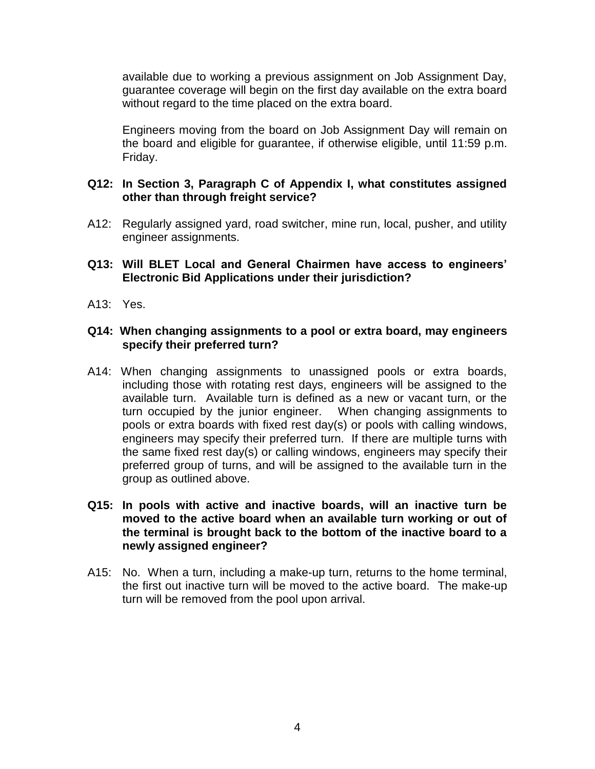available due to working a previous assignment on Job Assignment Day, guarantee coverage will begin on the first day available on the extra board without regard to the time placed on the extra board.

Engineers moving from the board on Job Assignment Day will remain on the board and eligible for guarantee, if otherwise eligible, until 11:59 p.m. Friday.

**Q12: In Section 3, Paragraph C of Appendix I, what constitutes assigned other than through freight service?**

A12: Regularly assigned yard, road switcher, mine run, local, pusher, and utility engineer assignments.

**Q13: Will BLET Local and General Chairmen have access to engineers' Electronic Bid Applications under their jurisdiction?**

A13: Yes.

**Q14: When changing assignments to a pool or extra board, may engineers specify their preferred turn?**

A14: When changing assignments to unassigned pools or extra boards, including those with rotating rest days, engineers will be assigned to the available turn. Available turn is defined as a new or vacant turn, or the turn occupied by the junior engineer. When changing assignments to pools or extra boards with fixed rest day(s) or pools with calling windows, engineers may specify their preferred turn. If there are multiple turns with the same fixed rest day(s) or calling windows, engineers may specify their preferred group of turns, and will be assigned to the available turn in the group as outlined above.

**Q15: In pools with active and inactive boards, will an inactive turn be moved to the active board when an available turn working or out of the terminal is brought back to the bottom of the inactive board to a newly assigned engineer?**

A15: No. When a turn, including a make-up turn, returns to the home terminal, the first out inactive turn will be moved to the active board. The make-up turn will be removed from the pool upon arrival.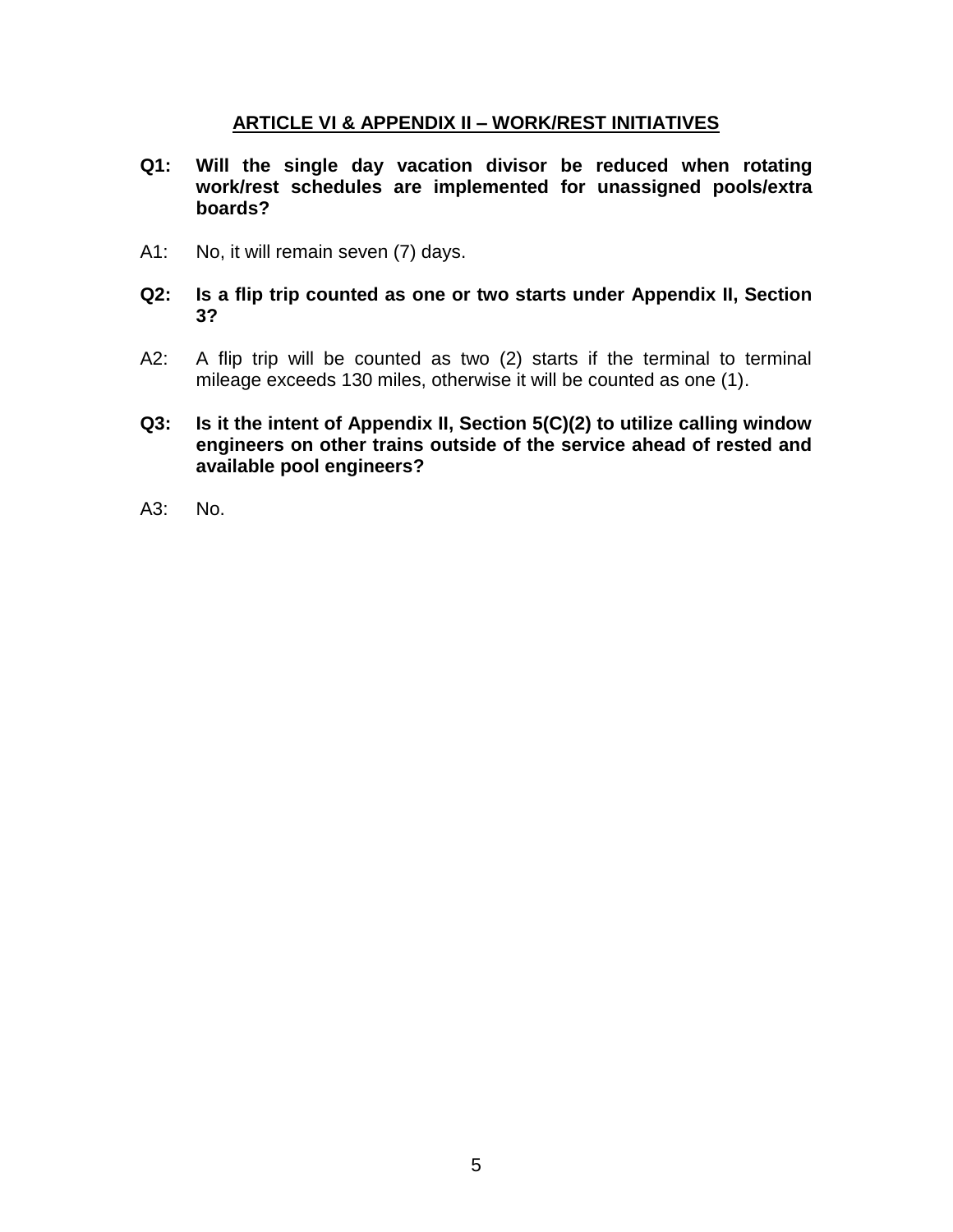## ARTICLE VI & APPENDIX II – WORK/REST INITIATIVES

**Q1: Will the single day vacation divisor be reduced when rotating work/rest schedules are implemented for unassigned pools/extra boards?**

A1: No, it will remain seven (7) days.

**Q2: Is a flip trip counted as one or two starts under Appendix II, Section 3?**

A2: A flip trip will be counted as two (2) starts if the terminal to terminal mileage exceeds 130 miles, otherwise it will be counted as one (1).

**Q3: Is it the intent of Appendix II, Section 5(C)(2) to utilize calling window engineers on other trains outside of the service ahead of rested and available pool engineers?**

A3: No.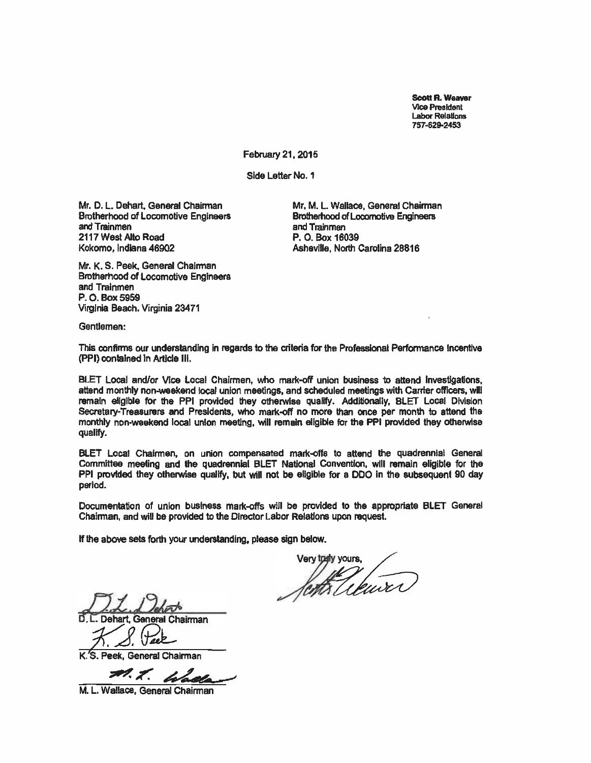**Scott R. Weaver**
Vice President
Labor Relations
757-629-2453

February 21, 2015

Side Letter No. 1

Mr. D. L. Dehart, General Chairman
Brotherhood of Locomotive Engineers and Trainmen
2117 West Alto Road
Kokomo, Indiana 46902

Mr. M. L. Wallace, General Chairman
Brotherhood of Locomotive Engineers and Trainmen
P. O. Box 16039
Asheville, North Carolina 28816

Mr. K. S. Peek, General Chairman
Brotherhood of Locomotive Engineers and Trainmen
P. O. Box 5959
Virginia Beach, Virginia 23471

Gentlemen:

This confirms our understanding in regards to the criteria for the Professional Performance Incentive (PPI) contained in Article III.

BLET Local and/or Vice Local Chairmen, who mark-off union business to attend investigations, attend monthly non-weekend local union meetings, and scheduled meetings with Carrier officers, will remain eligible for the PPI provided they otherwise qualify. Additionally, BLET Local Division Secretary-Treasurers and Presidents, who mark-off no more than once per month to attend the monthly non-weekend local union meeting, will remain eligible for the PPI provided they otherwise qualify.

BLET Local Chairmen, on union compensated mark-offs to attend the quadrennial General Committee meeting and the quadrennial BLET National Convention, will remain eligible for the PPI provided they otherwise qualify, but will not be eligible for a DDO in the subsequent 90 day period.

Documentation of union business mark-offs will be provided to the appropriate BLET General Chairman, and will be provided to the Director Labor Relations upon request.

If the above sets forth your understanding, please sign below.

Very truly yours,

D. L. Dehart, General Chairman

K. S. Peek, General Chairman

M. L. Wallace, General Chairman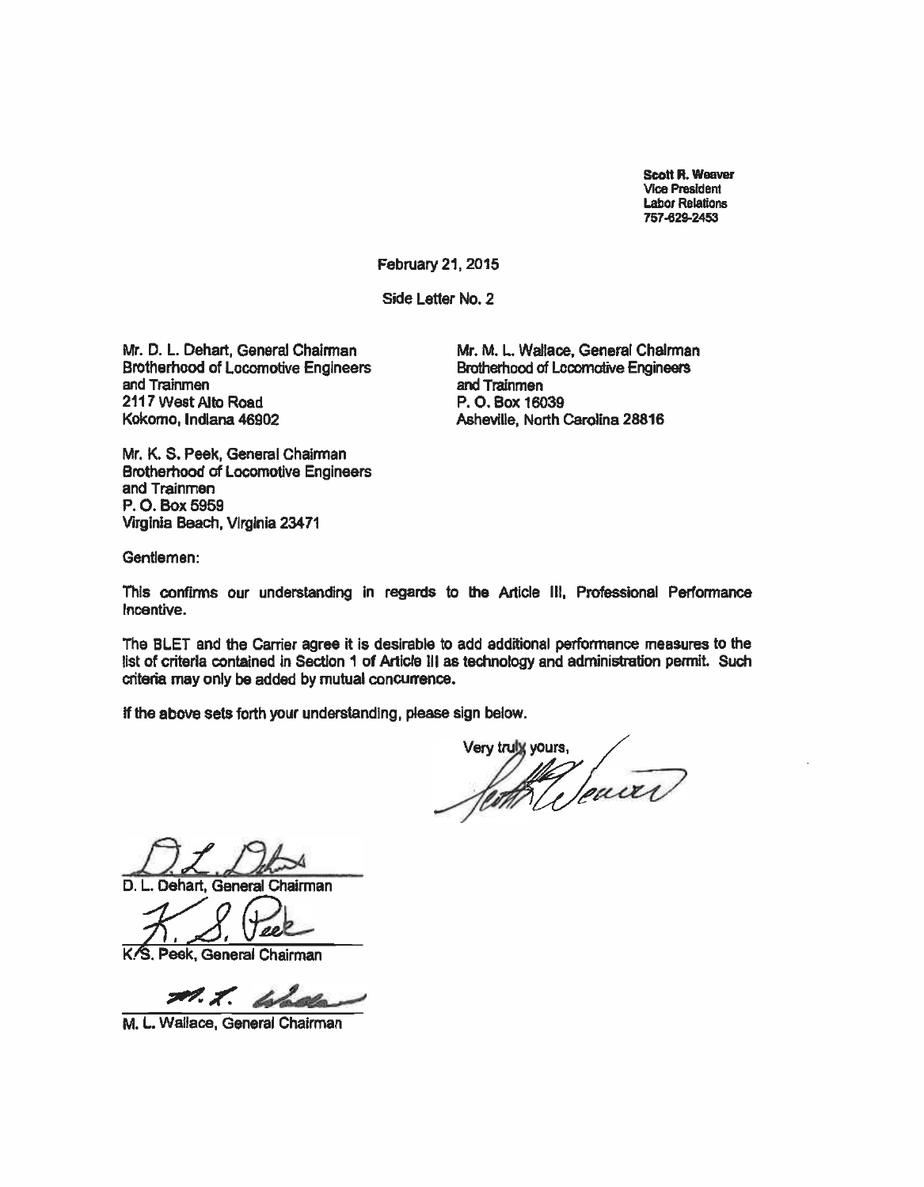Scott R. Weaver
Vice President
Labor Relations
757-629-2453

February 21, 2015

Side Letter No. 2

Mr. D. L. Dehart, General Chairman
Brotherhood of Locomotive Engineers and Trainmen
2117 West Alto Road
Kokomo, Indiana 46902

Mr. M. L. Wallace, General Chairman
Brotherhood of Locomotive Engineers and Trainmen
P. O. Box 16039
Asheville, North Carolina 28816

Mr. K. S. Peek, General Chairman
Brotherhood of Locomotive Engineers and Trainmen
P. O. Box 5959
Virginia Beach, Virginia 23471

Gentlemen:

This confirms our understanding in regards to the Article III, Professional Performance Incentive.

The BLET and the Carrier agree it is desirable to add additional performance measures to the list of criteria contained in Section 1 of Article III as technology and administration permit. Such criteria may only be added by mutual concurrence.

If the above sets forth your understanding, please sign below.

Very truly yours,

D. L. Dehart, General Chairman

K. S. Peek, General Chairman

M. L. Wallace, General Chairman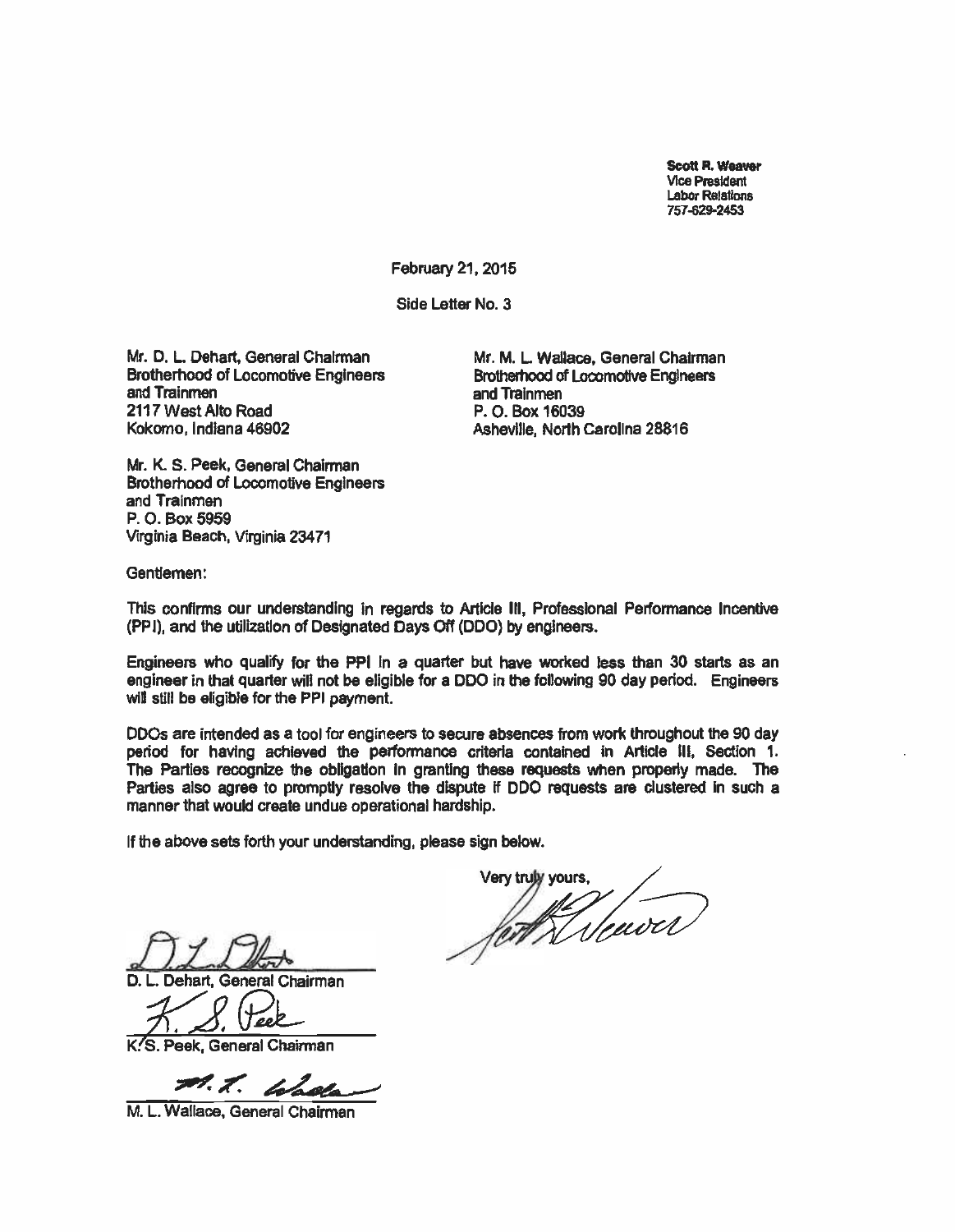Scott R. Weaver
Vice President
Labor Relations
757-629-2453

February 21, 2015

Side Letter No. 3

Mr. D. L. Dehart, General Chairman
Brotherhood of Locomotive Engineers
and Trainmen
2117 West Alto Road
Kokomo, Indiana 46902

Mr. M. L. Wallace, General Chairman
Brotherhood of Locomotive Engineers
and Trainmen
P. O. Box 16039
Asheville, North Carolina 28816

Mr. K. S. Peek, General Chairman
Brotherhood of Locomotive Engineers
and Trainmen
P. O. Box 5959
Virginia Beach, Virginia 23471

Gentlemen:

This confirms our understanding in regards to Article III, Professional Performance Incentive (PPI), and the utilization of Designated Days Off (DDO) by engineers.

Engineers who qualify for the PPI in a quarter but have worked less than 30 starts as an engineer in that quarter will not be eligible for a DDO in the following 90 day period. Engineers will still be eligible for the PPI payment.

DDOs are intended as a tool for engineers to secure absences from work throughout the 90 day period for having achieved the performance criteria contained in Article III, Section 1. The Parties recognize the obligation in granting these requests when properly made. The Parties also agree to promptly resolve the dispute if DDO requests are clustered in such a manner that would create undue operational hardship.

If the above sets forth your understanding, please sign below.

Very truly yours,

D. L. Dehart, General Chairman

K. S. Peek, General Chairman

M. L. Wallace, General Chairman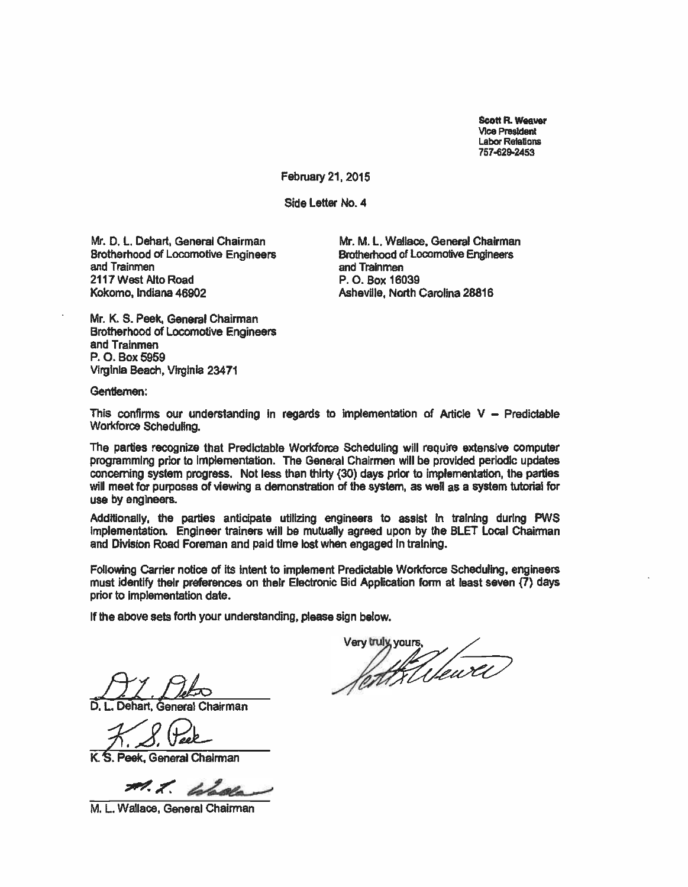**Scott R. Weaver**
Vice President
Labor Relations
757-629-2453

February 21, 2015

Side Letter No. 4

Mr. D. L. Dehart, General Chairman
Brotherhood of Locomotive Engineers
and Trainmen
2117 West Alto Road
Kokomo, Indiana 46902

Mr. M. L. Wallace, General Chairman
Brotherhood of Locomotive Engineers
and Trainmen
P. O. Box 16039
Asheville, North Carolina 28816

Mr. K. S. Peek, General Chairman
Brotherhood of Locomotive Engineers
and Trainmen
P. O. Box 5959
Virginia Beach, Virginia 23471

Gentlemen:

This confirms our understanding in regards to implementation of Article V – Predictable Workforce Scheduling.

The parties recognize that Predictable Workforce Scheduling will require extensive computer programming prior to implementation. The General Chairmen will be provided periodic updates concerning system progress. Not less than thirty (30) days prior to implementation, the parties will meet for purposes of viewing a demonstration of the system, as well as a system tutorial for use by engineers.

Additionally, the parties anticipate utilizing engineers to assist in training during PWS implementation. Engineer trainers will be mutually agreed upon by the BLET Local Chairman and Division Road Foreman and paid time lost when engaged in training.

Following Carrier notice of its intent to implement Predictable Workforce Scheduling, engineers must identify their preferences on their Electronic Bid Application form at least seven (7) days prior to implementation date.

If the above sets forth your understanding, please sign below.

Very truly yours,

D. L. Dehart, General Chairman

K. S. Peek, General Chairman

M. L. Wallace, General Chairman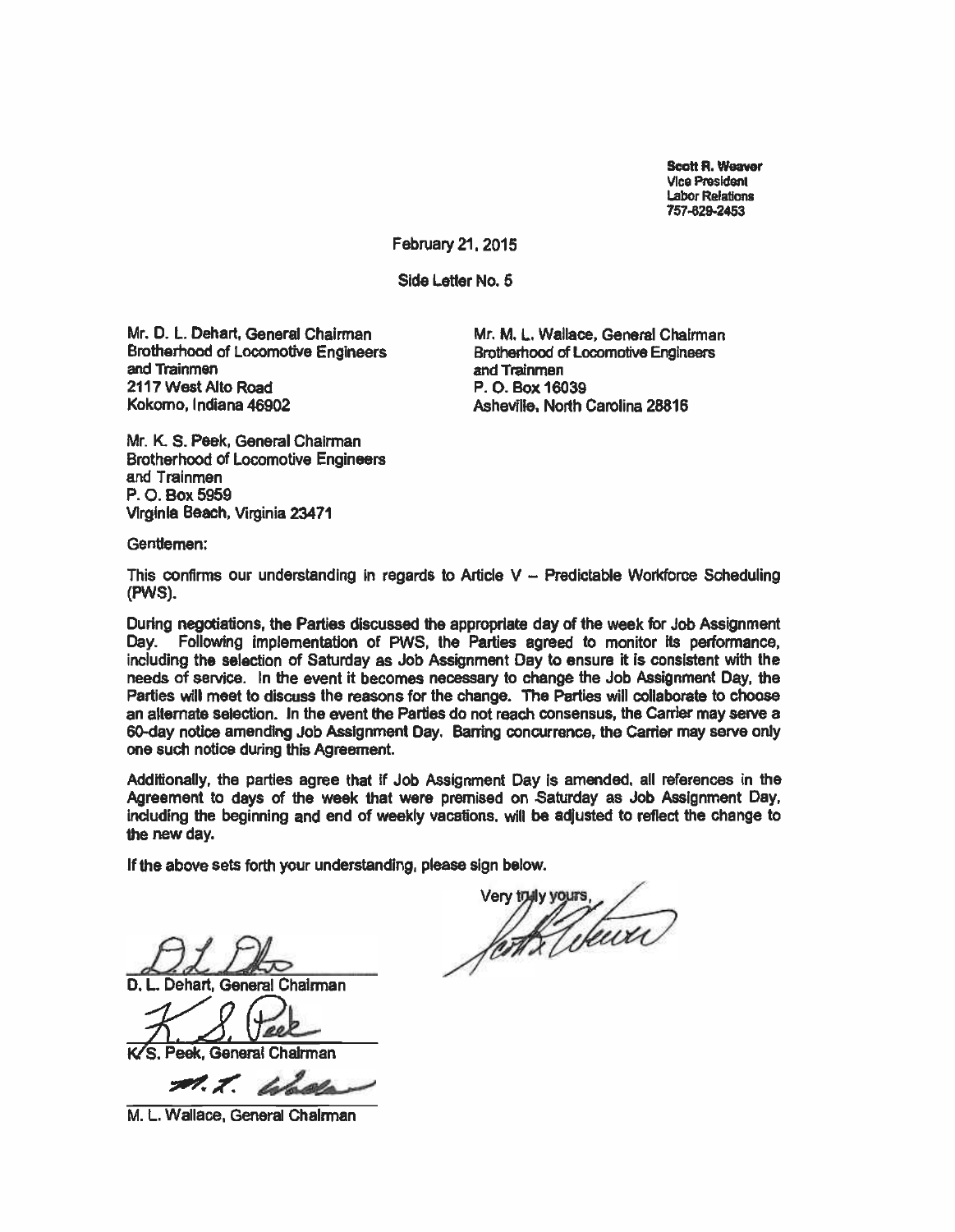Scott R. Weaver
Vice President
Labor Relations
757-629-2453

February 21, 2015

Side Letter No. 5

Mr. D. L. Dehart, General Chairman
Brotherhood of Locomotive Engineers
and Trainmen
2117 West Alto Road
Kokomo, Indiana 46902

Mr. M. L. Wallace, General Chairman
Brotherhood of Locomotive Engineers
and Trainmen
P. O. Box 16039
Asheville, North Carolina 28816

Mr. K. S. Peek, General Chairman
Brotherhood of Locomotive Engineers
and Trainmen
P. O. Box 5959
Virginia Beach, Virginia 23471

Gentlemen:

This confirms our understanding in regards to Article V – Predictable Workforce Scheduling (PWS).

During negotiations, the Parties discussed the appropriate day of the week for Job Assignment Day. Following implementation of PWS, the Parties agreed to monitor its performance, including the selection of Saturday as Job Assignment Day to ensure it is consistent with the needs of service. In the event it becomes necessary to change the Job Assignment Day, the Parties will meet to discuss the reasons for the change. The Parties will collaborate to choose an alternate selection. In the event the Parties do not reach consensus, the Carrier may serve a 60-day notice amending Job Assignment Day. Barring concurrence, the Carrier may serve only one such notice during this Agreement.

Additionally, the parties agree that if Job Assignment Day is amended, all references in the Agreement to days of the week that were premised on Saturday as Job Assignment Day, including the beginning and end of weekly vacations, will be adjusted to reflect the change to the new day.

If the above sets forth your understanding, please sign below.

Very truly yours,

D. L. Dehart, General Chairman

K. S. Peek, General Chairman

M. L. Wallace, General Chairman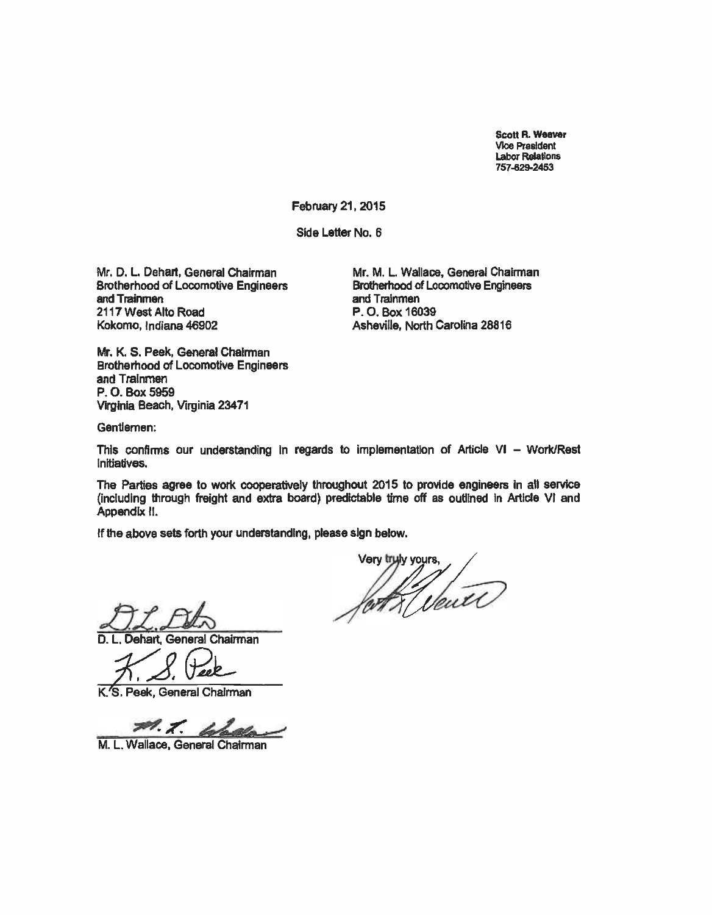**Scott R. Weaver**
Vice President
Labor Relations
757-629-2453

February 21, 2015

Side Letter No. 6

Mr. D. L. Dehart, General Chairman
Brotherhood of Locomotive Engineers
and Trainmen
2117 West Alto Road
Kokomo, Indiana 46902

Mr. M. L. Wallace, General Chairman
Brotherhood of Locomotive Engineers
and Trainmen
P. O. Box 16039
Asheville, North Carolina 28816

Mr. K. S. Peek, General Chairman
Brotherhood of Locomotive Engineers
and Trainmen
P. O. Box 5959
Virginia Beach, Virginia 23471

Gentlemen:

This confirms our understanding in regards to implementation of Article VI – Work/Rest Initiatives.

The Parties agree to work cooperatively throughout 2015 to provide engineers in all service (including through freight and extra board) predictable time off as outlined in Article VI and Appendix II.

If the above sets forth your understanding, please sign below.

Very truly yours,

D. L. Dehart, General Chairman

K. S. Peek, General Chairman

M. L. Wallace, General Chairman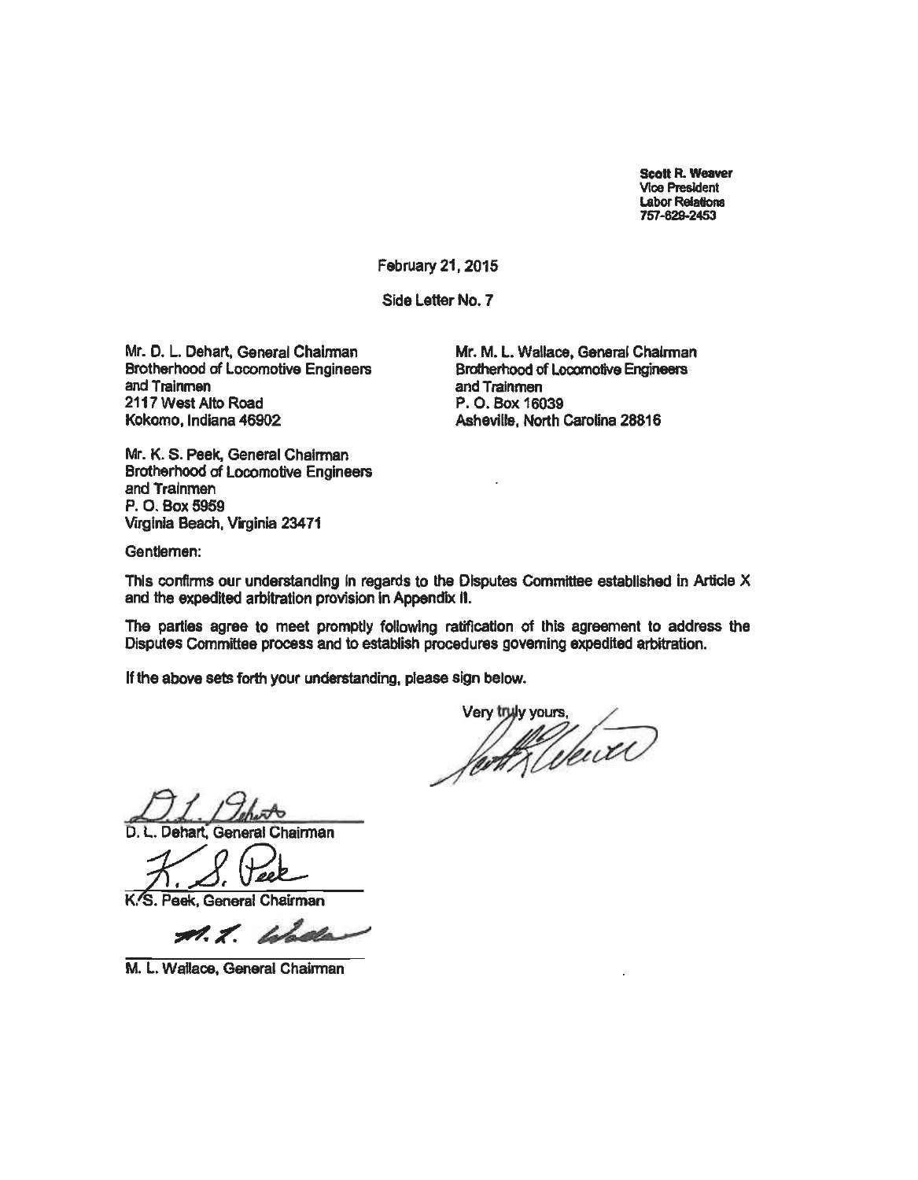Scott R. Weaver
Vice President
Labor Relations
757-629-2453

February 21, 2015

Side Letter No. 7

Mr. D. L. Dehart, General Chairman
Brotherhood of Locomotive Engineers
and Trainmen
2117 West Alto Road
Kokomo, Indiana 46902

Mr. M. L. Wallace, General Chairman
Brotherhood of Locomotive Engineers
and Trainmen
P. O. Box 16039
Asheville, North Carolina 28816

Mr. K. S. Peek, General Chairman
Brotherhood of Locomotive Engineers
and Trainmen
P. O. Box 5959
Virginia Beach, Virginia 23471

Gentlemen:

This confirms our understanding in regards to the Disputes Committee established in Article X and the expedited arbitration provision in Appendix II.

The parties agree to meet promptly following ratification of this agreement to address the Disputes Committee process and to establish procedures governing expedited arbitration.

If the above sets forth your understanding, please sign below.

Very truly yours,

D. L. Dehart, General Chairman

K. S. Peek, General Chairman

M. L. Wallace, General Chairman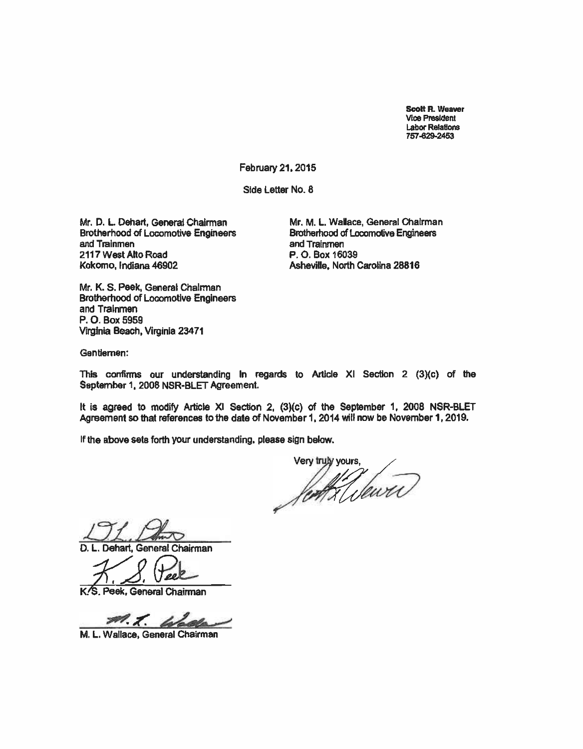**Scott R. Weaver**
Vice President
Labor Relations
757-629-2453

February 21, 2015

Side Letter No. 8

Mr. D. L. Dehart, General Chairman
Brotherhood of Locomotive Engineers
and Trainmen
2117 West Alto Road
Kokomo, Indiana 46902

Mr. M. L. Wallace, General Chairman
Brotherhood of Locomotive Engineers
and Trainmen
P. O. Box 16039
Asheville, North Carolina 28816

Mr. K. S. Peek, General Chairman
Brotherhood of Locomotive Engineers
and Trainmen
P. O. Box 5959
Virginia Beach, Virginia 23471

Gentlemen:

This confirms our understanding in regards to Article XI Section 2 (3)(c) of the September 1, 2008 NSR-BLET Agreement.

It is agreed to modify Article XI Section 2, (3)(c) of the September 1, 2008 NSR-BLET Agreement so that references to the date of November 1, 2014 will now be November 1, 2019.

If the above sets forth your understanding, please sign below.

Very truly yours,

D. L. Dehart, General Chairman

K. S. Peek, General Chairman

M. L. Wallace, General Chairman